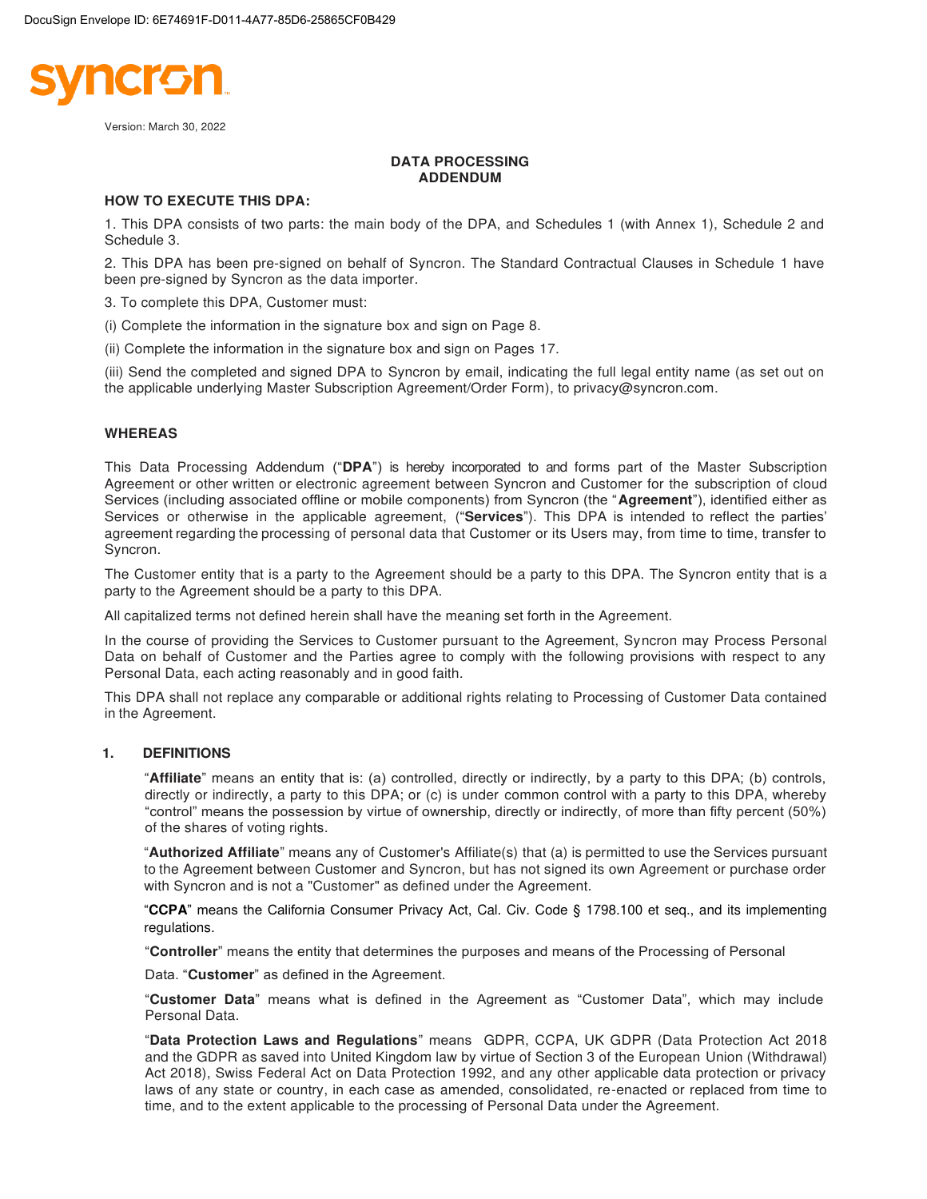DocuSign Envelope ID: 6E74691F-D011-4A77-85D6-25865CF0B429

syncron

Version: March 30, 2022

# DATA PROCESSING ADDENDUM

**HOW TO EXECUTE THIS DPA:**

1. This DPA consists of two parts: the main body of the DPA, and Schedules 1 (with Annex 1), Schedule 2 and Schedule 3.

2. This DPA has been pre-signed on behalf of Syncron. The Standard Contractual Clauses in Schedule 1 have been pre-signed by Syncron as the data importer.

3. To complete this DPA, Customer must:

(i) Complete the information in the signature box and sign on Page 8.

(ii) Complete the information in the signature box and sign on Pages 17.

(iii) Send the completed and signed DPA to Syncron by email, indicating the full legal entity name (as set out on the applicable underlying Master Subscription Agreement/Order Form), to privacy@syncron.com.

**WHEREAS**

This Data Processing Addendum ("**DPA**") is hereby incorporated to and forms part of the Master Subscription Agreement or other written or electronic agreement between Syncron and Customer for the subscription of cloud Services (including associated offline or mobile components) from Syncron (the "**Agreement**"), identified either as Services or otherwise in the applicable agreement, ("**Services**"). This DPA is intended to reflect the parties' agreement regarding the processing of personal data that Customer or its Users may, from time to time, transfer to Syncron.

The Customer entity that is a party to the Agreement should be a party to this DPA. The Syncron entity that is a party to the Agreement should be a party to this DPA.

All capitalized terms not defined herein shall have the meaning set forth in the Agreement.

In the course of providing the Services to Customer pursuant to the Agreement, Syncron may Process Personal Data on behalf of Customer and the Parties agree to comply with the following provisions with respect to any Personal Data, each acting reasonably and in good faith.

This DPA shall not replace any comparable or additional rights relating to Processing of Customer Data contained in the Agreement.

## 1. DEFINITIONS

"**Affiliate**" means an entity that is: (a) controlled, directly or indirectly, by a party to this DPA; (b) controls, directly or indirectly, a party to this DPA; or (c) is under common control with a party to this DPA, whereby "control" means the possession by virtue of ownership, directly or indirectly, of more than fifty percent (50%) of the shares of voting rights.

"**Authorized Affiliate**" means any of Customer's Affiliate(s) that (a) is permitted to use the Services pursuant to the Agreement between Customer and Syncron, but has not signed its own Agreement or purchase order with Syncron and is not a "Customer" as defined under the Agreement.

"**CCPA**" means the California Consumer Privacy Act, Cal. Civ. Code § 1798.100 et seq., and its implementing regulations.

"**Controller**" means the entity that determines the purposes and means of the Processing of Personal Data. "**Customer**" as defined in the Agreement.

"**Customer Data**" means what is defined in the Agreement as "Customer Data", which may include Personal Data.

"**Data Protection Laws and Regulations**" means GDPR, CCPA, UK GDPR (Data Protection Act 2018 and the GDPR as saved into United Kingdom law by virtue of Section 3 of the European Union (Withdrawal) Act 2018), Swiss Federal Act on Data Protection 1992, and any other applicable data protection or privacy laws of any state or country, in each case as amended, consolidated, re-enacted or replaced from time to time, and to the extent applicable to the processing of Personal Data under the Agreement.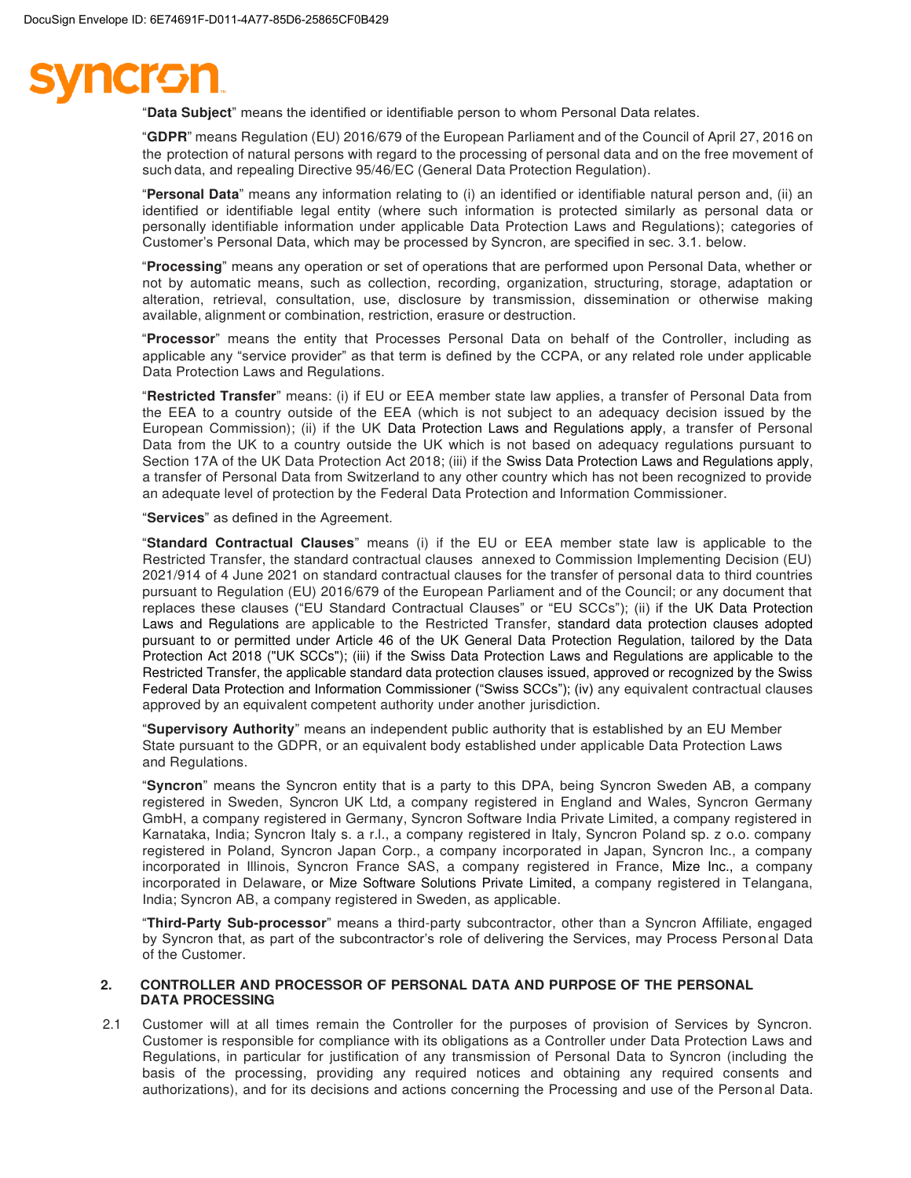"**Data Subject**" means the identified or identifiable person to whom Personal Data relates.

"**GDPR**" means Regulation (EU) 2016/679 of the European Parliament and of the Council of April 27, 2016 on the protection of natural persons with regard to the processing of personal data and on the free movement of such data, and repealing Directive 95/46/EC (General Data Protection Regulation).

"**Personal Data**" means any information relating to (i) an identified or identifiable natural person and, (ii) an identified or identifiable legal entity (where such information is protected similarly as personal data or personally identifiable information under applicable Data Protection Laws and Regulations); categories of Customer's Personal Data, which may be processed by Syncron, are specified in sec. 3.1. below.

"**Processing**" means any operation or set of operations that are performed upon Personal Data, whether or not by automatic means, such as collection, recording, organization, structuring, storage, adaptation or alteration, retrieval, consultation, use, disclosure by transmission, dissemination or otherwise making available, alignment or combination, restriction, erasure or destruction.

"**Processor**" means the entity that Processes Personal Data on behalf of the Controller, including as applicable any "service provider" as that term is defined by the CCPA, or any related role under applicable Data Protection Laws and Regulations.

"**Restricted Transfer**" means: (i) if EU or EEA member state law applies, a transfer of Personal Data from the EEA to a country outside of the EEA (which is not subject to an adequacy decision issued by the European Commission); (ii) if the UK Data Protection Laws and Regulations apply, a transfer of Personal Data from the UK to a country outside the UK which is not based on adequacy regulations pursuant to Section 17A of the UK Data Protection Act 2018; (iii) if the Swiss Data Protection Laws and Regulations apply, a transfer of Personal Data from Switzerland to any other country which has not been recognized to provide an adequate level of protection by the Federal Data Protection and Information Commissioner.

"**Services**" as defined in the Agreement.

"**Standard Contractual Clauses**" means (i) if the EU or EEA member state law is applicable to the Restricted Transfer, the standard contractual clauses annexed to Commission Implementing Decision (EU) 2021/914 of 4 June 2021 on standard contractual clauses for the transfer of personal data to third countries pursuant to Regulation (EU) 2016/679 of the European Parliament and of the Council; or any document that replaces these clauses ("EU Standard Contractual Clauses" or "EU SCCs"); (ii) if the UK Data Protection Laws and Regulations are applicable to the Restricted Transfer, standard data protection clauses adopted pursuant to or permitted under Article 46 of the UK General Data Protection Regulation, tailored by the Data Protection Act 2018 ("UK SCCs"); (iii) if the Swiss Data Protection Laws and Regulations are applicable to the Restricted Transfer, the applicable standard data protection clauses issued, approved or recognized by the Swiss Federal Data Protection and Information Commissioner ("Swiss SCCs"); (iv) any equivalent contractual clauses approved by an equivalent competent authority under another jurisdiction.

"**Supervisory Authority**" means an independent public authority that is established by an EU Member State pursuant to the GDPR, or an equivalent body established under applicable Data Protection Laws and Regulations.

"**Syncron**" means the Syncron entity that is a party to this DPA, being Syncron Sweden AB, a company registered in Sweden, Syncron UK Ltd, a company registered in England and Wales, Syncron Germany GmbH, a company registered in Germany, Syncron Software India Private Limited, a company registered in Karnataka, India; Syncron Italy s. a r.l., a company registered in Italy, Syncron Poland sp. z o.o. company registered in Poland, Syncron Japan Corp., a company incorporated in Japan, Syncron Inc., a company incorporated in Illinois, Syncron France SAS, a company registered in France, Mize Inc., a company incorporated in Delaware, or Mize Software Solutions Private Limited, a company registered in Telangana, India; Syncron AB, a company registered in Sweden, as applicable.

"**Third-Party Sub-processor**" means a third-party subcontractor, other than a Syncron Affiliate, engaged by Syncron that, as part of the subcontractor's role of delivering the Services, may Process Personal Data of the Customer.

## 2. CONTROLLER AND PROCESSOR OF PERSONAL DATA AND PURPOSE OF THE PERSONAL DATA PROCESSING

2.1 Customer will at all times remain the Controller for the purposes of provision of Services by Syncron. Customer is responsible for compliance with its obligations as a Controller under Data Protection Laws and Regulations, in particular for justification of any transmission of Personal Data to Syncron (including the basis of the processing, providing any required notices and obtaining any required consents and authorizations), and for its decisions and actions concerning the Processing and use of the Personal Data.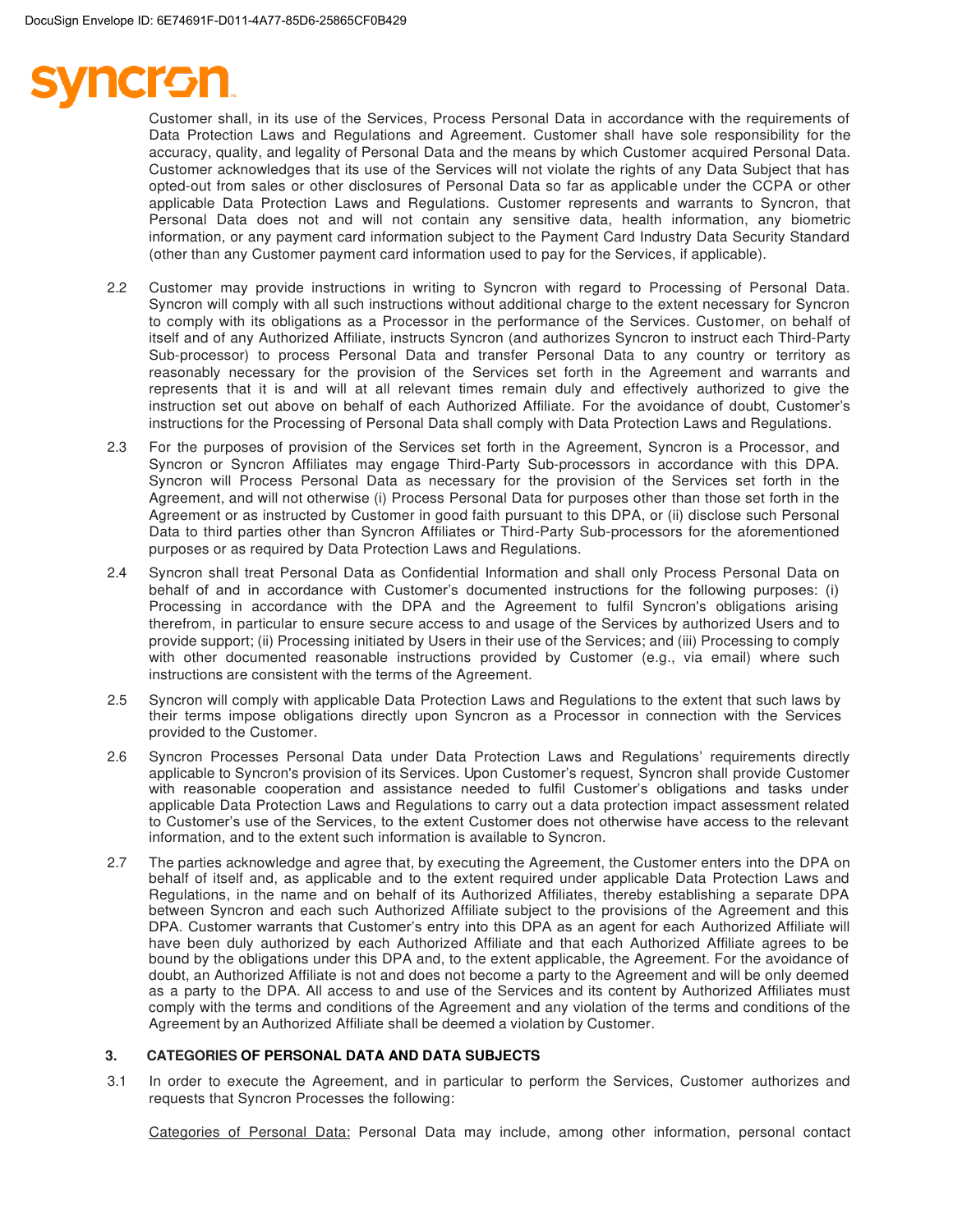Customer shall, in its use of the Services, Process Personal Data in accordance with the requirements of Data Protection Laws and Regulations and Agreement. Customer shall have sole responsibility for the accuracy, quality, and legality of Personal Data and the means by which Customer acquired Personal Data. Customer acknowledges that its use of the Services will not violate the rights of any Data Subject that has opted-out from sales or other disclosures of Personal Data so far as applicable under the CCPA or other applicable Data Protection Laws and Regulations. Customer represents and warrants to Syncron, that Personal Data does not and will not contain any sensitive data, health information, any biometric information, or any payment card information subject to the Payment Card Industry Data Security Standard (other than any Customer payment card information used to pay for the Services, if applicable).

2.2 Customer may provide instructions in writing to Syncron with regard to Processing of Personal Data. Syncron will comply with all such instructions without additional charge to the extent necessary for Syncron to comply with its obligations as a Processor in the performance of the Services. Customer, on behalf of itself and of any Authorized Affiliate, instructs Syncron (and authorizes Syncron to instruct each Third-Party Sub-processor) to process Personal Data and transfer Personal Data to any country or territory as reasonably necessary for the provision of the Services set forth in the Agreement and warrants and represents that it is and will at all relevant times remain duly and effectively authorized to give the instruction set out above on behalf of each Authorized Affiliate. For the avoidance of doubt, Customer's instructions for the Processing of Personal Data shall comply with Data Protection Laws and Regulations.

2.3 For the purposes of provision of the Services set forth in the Agreement, Syncron is a Processor, and Syncron or Syncron Affiliates may engage Third-Party Sub-processors in accordance with this DPA. Syncron will Process Personal Data as necessary for the provision of the Services set forth in the Agreement, and will not otherwise (i) Process Personal Data for purposes other than those set forth in the Agreement or as instructed by Customer in good faith pursuant to this DPA, or (ii) disclose such Personal Data to third parties other than Syncron Affiliates or Third-Party Sub-processors for the aforementioned purposes or as required by Data Protection Laws and Regulations.

2.4 Syncron shall treat Personal Data as Confidential Information and shall only Process Personal Data on behalf of and in accordance with Customer's documented instructions for the following purposes: (i) Processing in accordance with the DPA and the Agreement to fulfil Syncron's obligations arising therefrom, in particular to ensure secure access to and usage of the Services by authorized Users and to provide support; (ii) Processing initiated by Users in their use of the Services; and (iii) Processing to comply with other documented reasonable instructions provided by Customer (e.g., via email) where such instructions are consistent with the terms of the Agreement.

2.5 Syncron will comply with applicable Data Protection Laws and Regulations to the extent that such laws by their terms impose obligations directly upon Syncron as a Processor in connection with the Services provided to the Customer.

2.6 Syncron Processes Personal Data under Data Protection Laws and Regulations' requirements directly applicable to Syncron's provision of its Services. Upon Customer's request, Syncron shall provide Customer with reasonable cooperation and assistance needed to fulfil Customer's obligations and tasks under applicable Data Protection Laws and Regulations to carry out a data protection impact assessment related to Customer's use of the Services, to the extent Customer does not otherwise have access to the relevant information, and to the extent such information is available to Syncron.

2.7 The parties acknowledge and agree that, by executing the Agreement, the Customer enters into the DPA on behalf of itself and, as applicable and to the extent required under applicable Data Protection Laws and Regulations, in the name and on behalf of its Authorized Affiliates, thereby establishing a separate DPA between Syncron and each such Authorized Affiliate subject to the provisions of the Agreement and this DPA. Customer warrants that Customer's entry into this DPA as an agent for each Authorized Affiliate will have been duly authorized by each Authorized Affiliate and that each Authorized Affiliate agrees to be bound by the obligations under this DPA and, to the extent applicable, the Agreement. For the avoidance of doubt, an Authorized Affiliate is not and does not become a party to the Agreement and will be only deemed as a party to the DPA. All access to and use of the Services and its content by Authorized Affiliates must comply with the terms and conditions of the Agreement and any violation of the terms and conditions of the Agreement by an Authorized Affiliate shall be deemed a violation by Customer.

## 3. CATEGORIES OF PERSONAL DATA AND DATA SUBJECTS

3.1 In order to execute the Agreement, and in particular to perform the Services, Customer authorizes and requests that Syncron Processes the following:

Categories of Personal Data: Personal Data may include, among other information, personal contact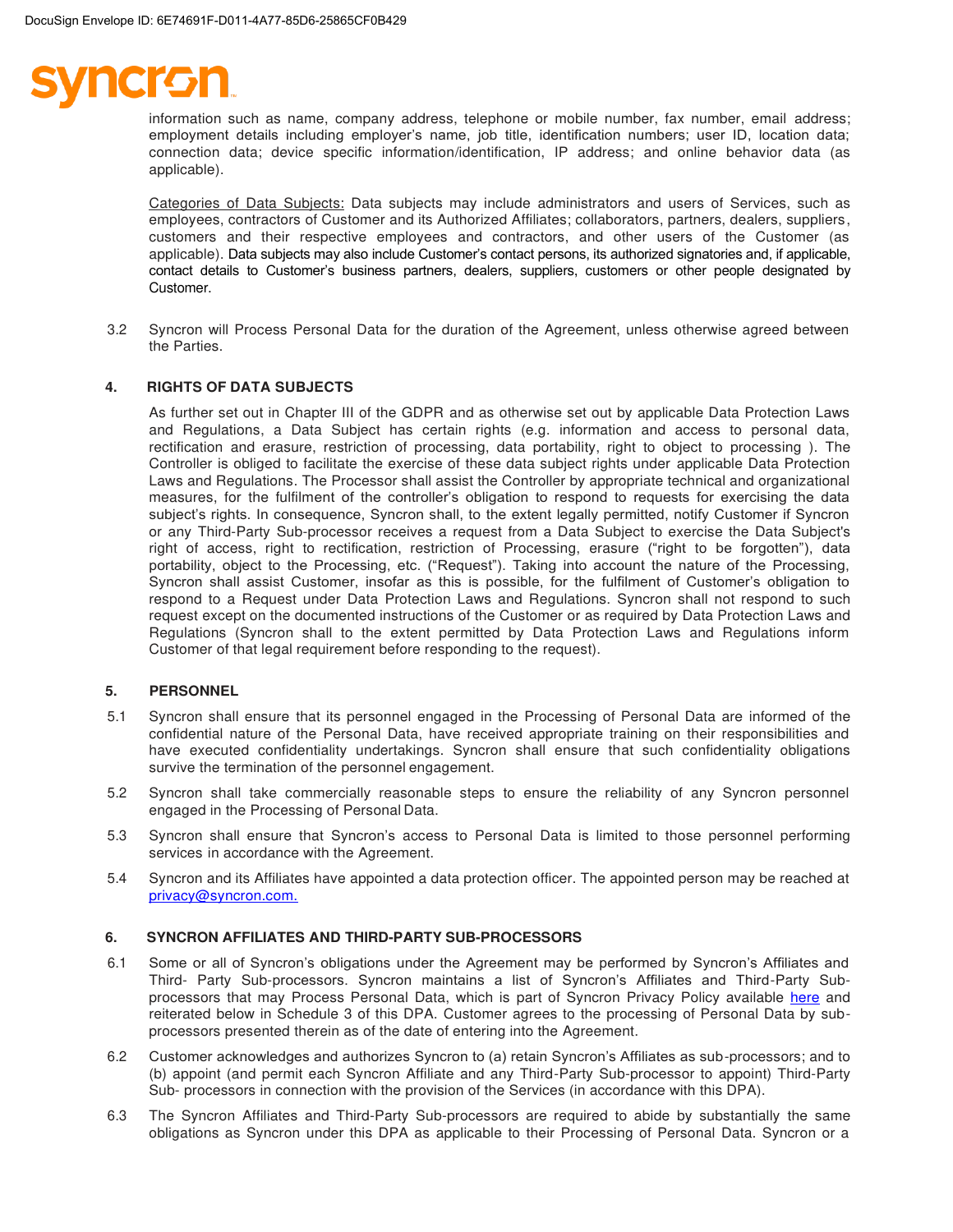information such as name, company address, telephone or mobile number, fax number, email address; employment details including employer's name, job title, identification numbers; user ID, location data; connection data; device specific information/identification, IP address; and online behavior data (as applicable).

Categories of Data Subjects: Data subjects may include administrators and users of Services, such as employees, contractors of Customer and its Authorized Affiliates; collaborators, partners, dealers, suppliers, customers and their respective employees and contractors, and other users of the Customer (as applicable). Data subjects may also include Customer's contact persons, its authorized signatories and, if applicable, contact details to Customer's business partners, dealers, suppliers, customers or other people designated by Customer.

3.2 Syncron will Process Personal Data for the duration of the Agreement, unless otherwise agreed between the Parties.

## 4. RIGHTS OF DATA SUBJECTS

As further set out in Chapter III of the GDPR and as otherwise set out by applicable Data Protection Laws and Regulations, a Data Subject has certain rights (e.g. information and access to personal data, rectification and erasure, restriction of processing, data portability, right to object to processing ). The Controller is obliged to facilitate the exercise of these data subject rights under applicable Data Protection Laws and Regulations. The Processor shall assist the Controller by appropriate technical and organizational measures, for the fulfilment of the controller's obligation to respond to requests for exercising the data subject's rights. In consequence, Syncron shall, to the extent legally permitted, notify Customer if Syncron or any Third-Party Sub-processor receives a request from a Data Subject to exercise the Data Subject's right of access, right to rectification, restriction of Processing, erasure ("right to be forgotten"), data portability, object to the Processing, etc. ("Request"). Taking into account the nature of the Processing, Syncron shall assist Customer, insofar as this is possible, for the fulfilment of Customer's obligation to respond to a Request under Data Protection Laws and Regulations. Syncron shall not respond to such request except on the documented instructions of the Customer or as required by Data Protection Laws and Regulations (Syncron shall to the extent permitted by Data Protection Laws and Regulations inform Customer of that legal requirement before responding to the request).

## 5. PERSONNEL

5.1 Syncron shall ensure that its personnel engaged in the Processing of Personal Data are informed of the confidential nature of the Personal Data, have received appropriate training on their responsibilities and have executed confidentiality undertakings. Syncron shall ensure that such confidentiality obligations survive the termination of the personnel engagement.

5.2 Syncron shall take commercially reasonable steps to ensure the reliability of any Syncron personnel engaged in the Processing of Personal Data.

5.3 Syncron shall ensure that Syncron's access to Personal Data is limited to those personnel performing services in accordance with the Agreement.

5.4 Syncron and its Affiliates have appointed a data protection officer. The appointed person may be reached at privacy@syncron.com.

## 6. SYNCRON AFFILIATES AND THIRD-PARTY SUB-PROCESSORS

6.1 Some or all of Syncron's obligations under the Agreement may be performed by Syncron's Affiliates and Third- Party Sub-processors. Syncron maintains a list of Syncron's Affiliates and Third-Party Sub-processors that may Process Personal Data, which is part of Syncron Privacy Policy available here and reiterated below in Schedule 3 of this DPA. Customer agrees to the processing of Personal Data by sub-processors presented therein as of the date of entering into the Agreement.

6.2 Customer acknowledges and authorizes Syncron to (a) retain Syncron's Affiliates as sub-processors; and to (b) appoint (and permit each Syncron Affiliate and any Third-Party Sub-processor to appoint) Third-Party Sub- processors in connection with the provision of the Services (in accordance with this DPA).

6.3 The Syncron Affiliates and Third-Party Sub-processors are required to abide by substantially the same obligations as Syncron under this DPA as applicable to their Processing of Personal Data. Syncron or a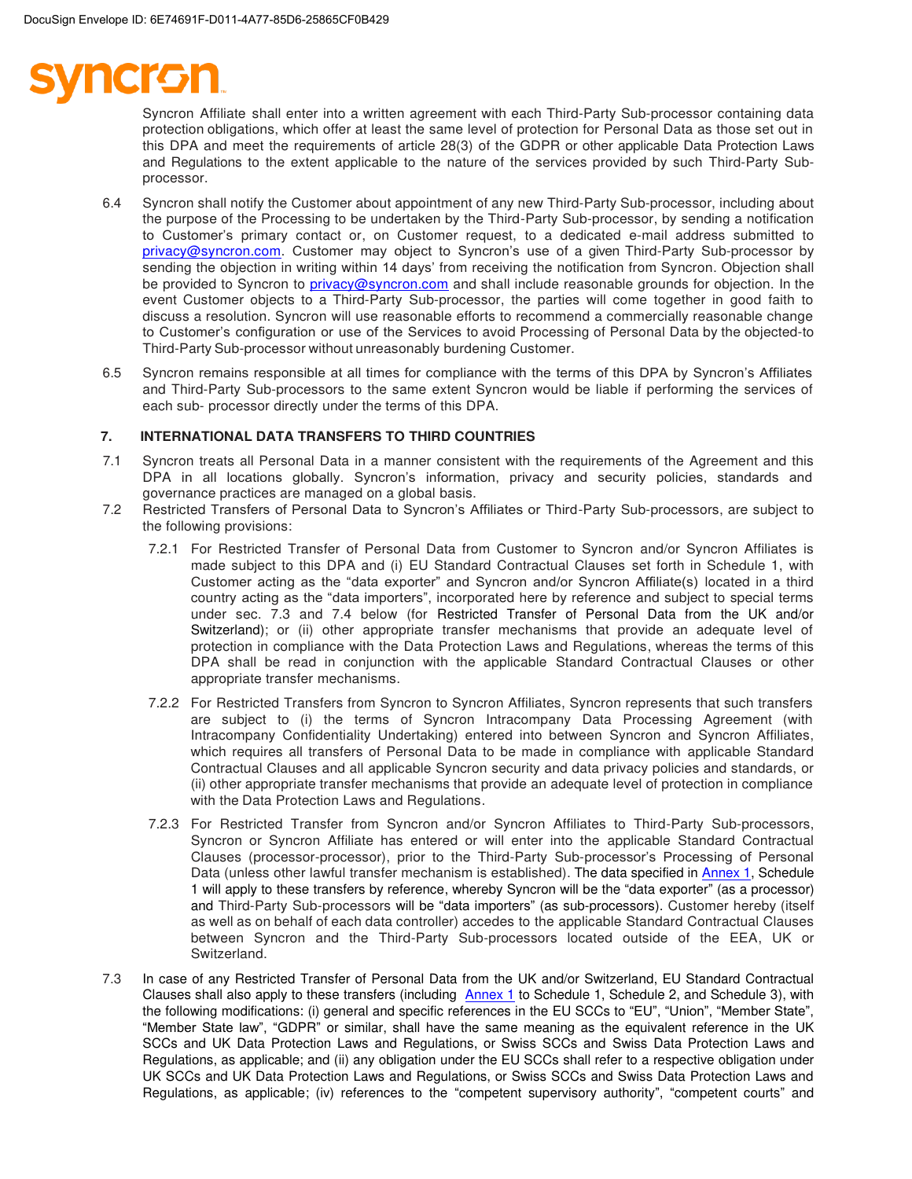Syncron Affiliate shall enter into a written agreement with each Third-Party Sub-processor containing data protection obligations, which offer at least the same level of protection for Personal Data as those set out in this DPA and meet the requirements of article 28(3) of the GDPR or other applicable Data Protection Laws and Regulations to the extent applicable to the nature of the services provided by such Third-Party Sub-processor.

6.4 Syncron shall notify the Customer about appointment of any new Third-Party Sub-processor, including about the purpose of the Processing to be undertaken by the Third-Party Sub-processor, by sending a notification to Customer's primary contact or, on Customer request, to a dedicated e-mail address submitted to privacy@syncron.com. Customer may object to Syncron's use of a given Third-Party Sub-processor by sending the objection in writing within 14 days' from receiving the notification from Syncron. Objection shall be provided to Syncron to privacy@syncron.com and shall include reasonable grounds for objection. In the event Customer objects to a Third-Party Sub-processor, the parties will come together in good faith to discuss a resolution. Syncron will use reasonable efforts to recommend a commercially reasonable change to Customer's configuration or use of the Services to avoid Processing of Personal Data by the objected-to Third-Party Sub-processor without unreasonably burdening Customer.

6.5 Syncron remains responsible at all times for compliance with the terms of this DPA by Syncron's Affiliates and Third-Party Sub-processors to the same extent Syncron would be liable if performing the services of each sub- processor directly under the terms of this DPA.

## 7. INTERNATIONAL DATA TRANSFERS TO THIRD COUNTRIES

7.1 Syncron treats all Personal Data in a manner consistent with the requirements of the Agreement and this DPA in all locations globally. Syncron's information, privacy and security policies, standards and governance practices are managed on a global basis.

7.2 Restricted Transfers of Personal Data to Syncron's Affiliates or Third-Party Sub-processors, are subject to the following provisions:

7.2.1 For Restricted Transfer of Personal Data from Customer to Syncron and/or Syncron Affiliates is made subject to this DPA and (i) EU Standard Contractual Clauses set forth in Schedule 1, with Customer acting as the "data exporter" and Syncron and/or Syncron Affiliate(s) located in a third country acting as the "data importers", incorporated here by reference and subject to special terms under sec. 7.3 and 7.4 below (for Restricted Transfer of Personal Data from the UK and/or Switzerland); or (ii) other appropriate transfer mechanisms that provide an adequate level of protection in compliance with the Data Protection Laws and Regulations, whereas the terms of this DPA shall be read in conjunction with the applicable Standard Contractual Clauses or other appropriate transfer mechanisms.

7.2.2 For Restricted Transfers from Syncron to Syncron Affiliates, Syncron represents that such transfers are subject to (i) the terms of Syncron Intracompany Data Processing Agreement (with Intracompany Confidentiality Undertaking) entered into between Syncron and Syncron Affiliates, which requires all transfers of Personal Data to be made in compliance with applicable Standard Contractual Clauses and all applicable Syncron security and data privacy policies and standards, or (ii) other appropriate transfer mechanisms that provide an adequate level of protection in compliance with the Data Protection Laws and Regulations.

7.2.3 For Restricted Transfer from Syncron and/or Syncron Affiliates to Third-Party Sub-processors, Syncron or Syncron Affiliate has entered or will enter into the applicable Standard Contractual Clauses (processor-processor), prior to the Third-Party Sub-processor's Processing of Personal Data (unless other lawful transfer mechanism is established). The data specified in Annex 1, Schedule 1 will apply to these transfers by reference, whereby Syncron will be the "data exporter" (as a processor) and Third-Party Sub-processors will be "data importers" (as sub-processors). Customer hereby (itself as well as on behalf of each data controller) accedes to the applicable Standard Contractual Clauses between Syncron and the Third-Party Sub-processors located outside of the EEA, UK or Switzerland.

7.3 In case of any Restricted Transfer of Personal Data from the UK and/or Switzerland, EU Standard Contractual Clauses shall also apply to these transfers (including Annex 1 to Schedule 1, Schedule 2, and Schedule 3), with the following modifications: (i) general and specific references in the EU SCCs to "EU", "Union", "Member State", "Member State law", "GDPR" or similar, shall have the same meaning as the equivalent reference in the UK SCCs and UK Data Protection Laws and Regulations, or Swiss SCCs and Swiss Data Protection Laws and Regulations, as applicable; and (ii) any obligation under the EU SCCs shall refer to a respective obligation under UK SCCs and UK Data Protection Laws and Regulations, or Swiss SCCs and Swiss Data Protection Laws and Regulations, as applicable; (iv) references to the "competent supervisory authority", "competent courts" and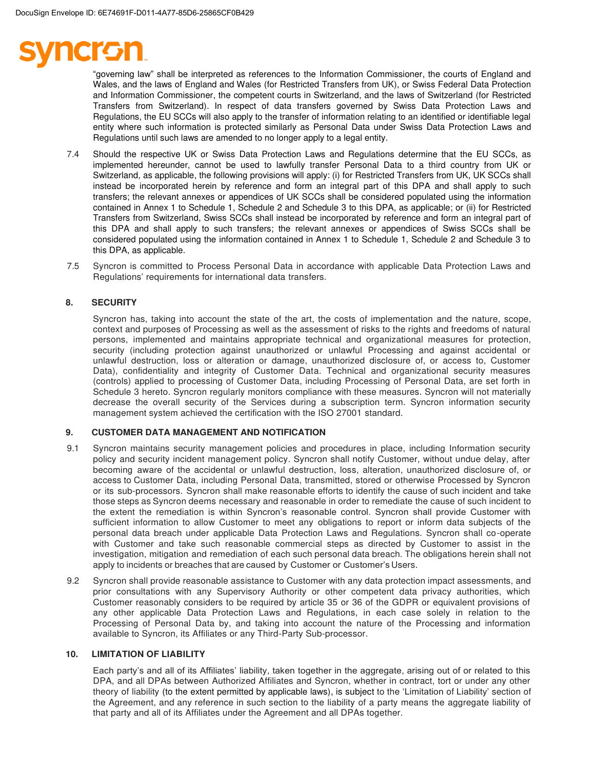"governing law" shall be interpreted as references to the Information Commissioner, the courts of England and Wales, and the laws of England and Wales (for Restricted Transfers from UK), or Swiss Federal Data Protection and Information Commissioner, the competent courts in Switzerland, and the laws of Switzerland (for Restricted Transfers from Switzerland). In respect of data transfers governed by Swiss Data Protection Laws and Regulations, the EU SCCs will also apply to the transfer of information relating to an identified or identifiable legal entity where such information is protected similarly as Personal Data under Swiss Data Protection Laws and Regulations until such laws are amended to no longer apply to a legal entity.

7.4 Should the respective UK or Swiss Data Protection Laws and Regulations determine that the EU SCCs, as implemented hereunder, cannot be used to lawfully transfer Personal Data to a third country from UK or Switzerland, as applicable, the following provisions will apply: (i) for Restricted Transfers from UK, UK SCCs shall instead be incorporated herein by reference and form an integral part of this DPA and shall apply to such transfers; the relevant annexes or appendices of UK SCCs shall be considered populated using the information contained in Annex 1 to Schedule 1, Schedule 2 and Schedule 3 to this DPA, as applicable; or (ii) for Restricted Transfers from Switzerland, Swiss SCCs shall instead be incorporated by reference and form an integral part of this DPA and shall apply to such transfers; the relevant annexes or appendices of Swiss SCCs shall be considered populated using the information contained in Annex 1 to Schedule 1, Schedule 2 and Schedule 3 to this DPA, as applicable.

7.5 Syncron is committed to Process Personal Data in accordance with applicable Data Protection Laws and Regulations' requirements for international data transfers.

## 8. SECURITY

Syncron has, taking into account the state of the art, the costs of implementation and the nature, scope, context and purposes of Processing as well as the assessment of risks to the rights and freedoms of natural persons, implemented and maintains appropriate technical and organizational measures for protection, security (including protection against unauthorized or unlawful Processing and against accidental or unlawful destruction, loss or alteration or damage, unauthorized disclosure of, or access to, Customer Data), confidentiality and integrity of Customer Data. Technical and organizational security measures (controls) applied to processing of Customer Data, including Processing of Personal Data, are set forth in Schedule 3 hereto. Syncron regularly monitors compliance with these measures. Syncron will not materially decrease the overall security of the Services during a subscription term. Syncron information security management system achieved the certification with the ISO 27001 standard.

## 9. CUSTOMER DATA MANAGEMENT AND NOTIFICATION

9.1 Syncron maintains security management policies and procedures in place, including Information security policy and security incident management policy. Syncron shall notify Customer, without undue delay, after becoming aware of the accidental or unlawful destruction, loss, alteration, unauthorized disclosure of, or access to Customer Data, including Personal Data, transmitted, stored or otherwise Processed by Syncron or its sub-processors. Syncron shall make reasonable efforts to identify the cause of such incident and take those steps as Syncron deems necessary and reasonable in order to remediate the cause of such incident to the extent the remediation is within Syncron's reasonable control. Syncron shall provide Customer with sufficient information to allow Customer to meet any obligations to report or inform data subjects of the personal data breach under applicable Data Protection Laws and Regulations. Syncron shall co-operate with Customer and take such reasonable commercial steps as directed by Customer to assist in the investigation, mitigation and remediation of each such personal data breach. The obligations herein shall not apply to incidents or breaches that are caused by Customer or Customer's Users.

9.2 Syncron shall provide reasonable assistance to Customer with any data protection impact assessments, and prior consultations with any Supervisory Authority or other competent data privacy authorities, which Customer reasonably considers to be required by article 35 or 36 of the GDPR or equivalent provisions of any other applicable Data Protection Laws and Regulations, in each case solely in relation to the Processing of Personal Data by, and taking into account the nature of the Processing and information available to Syncron, its Affiliates or any Third-Party Sub-processor.

## 10. LIMITATION OF LIABILITY

Each party's and all of its Affiliates' liability, taken together in the aggregate, arising out of or related to this DPA, and all DPAs between Authorized Affiliates and Syncron, whether in contract, tort or under any other theory of liability (to the extent permitted by applicable laws), is subject to the 'Limitation of Liability' section of the Agreement, and any reference in such section to the liability of a party means the aggregate liability of that party and all of its Affiliates under the Agreement and all DPAs together.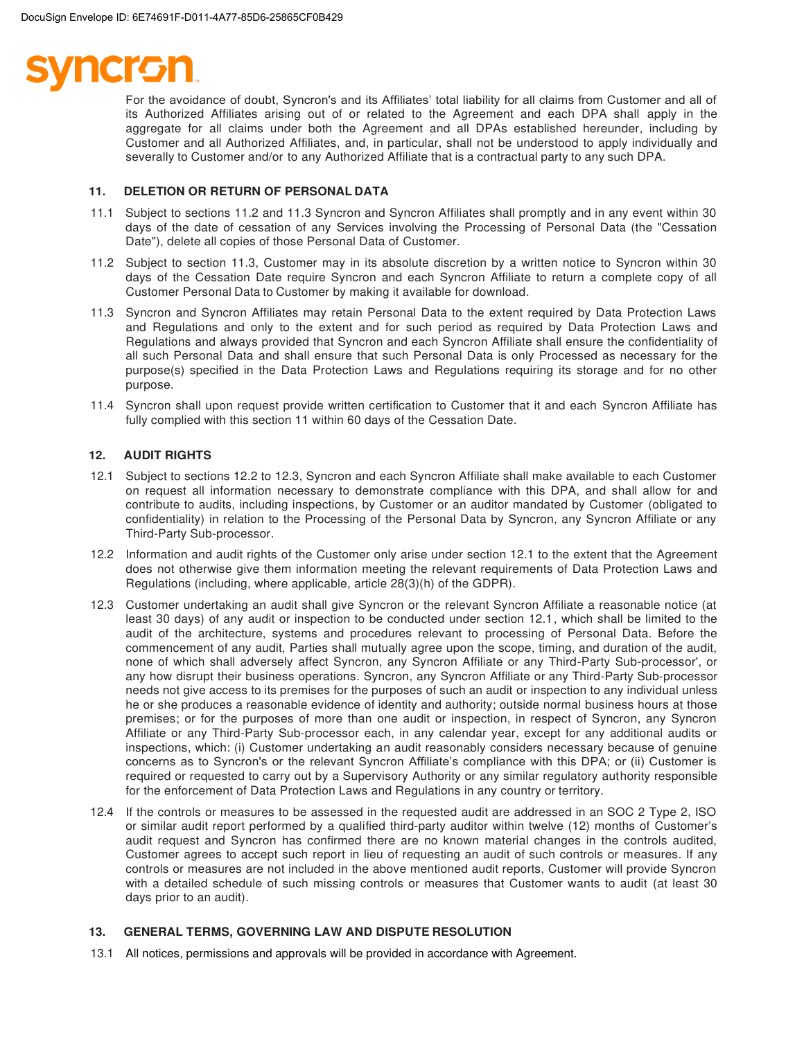For the avoidance of doubt, Syncron's and its Affiliates' total liability for all claims from Customer and all of its Authorized Affiliates arising out of or related to the Agreement and each DPA shall apply in the aggregate for all claims under both the Agreement and all DPAs established hereunder, including by Customer and all Authorized Affiliates, and, in particular, shall not be understood to apply individually and severally to Customer and/or to any Authorized Affiliate that is a contractual party to any such DPA.

## 11. DELETION OR RETURN OF PERSONAL DATA

11.1 Subject to sections 11.2 and 11.3 Syncron and Syncron Affiliates shall promptly and in any event within 30 days of the date of cessation of any Services involving the Processing of Personal Data (the "Cessation Date"), delete all copies of those Personal Data of Customer.

11.2 Subject to section 11.3, Customer may in its absolute discretion by a written notice to Syncron within 30 days of the Cessation Date require Syncron and each Syncron Affiliate to return a complete copy of all Customer Personal Data to Customer by making it available for download.

11.3 Syncron and Syncron Affiliates may retain Personal Data to the extent required by Data Protection Laws and Regulations and only to the extent and for such period as required by Data Protection Laws and Regulations and always provided that Syncron and each Syncron Affiliate shall ensure the confidentiality of all such Personal Data and shall ensure that such Personal Data is only Processed as necessary for the purpose(s) specified in the Data Protection Laws and Regulations requiring its storage and for no other purpose.

11.4 Syncron shall upon request provide written certification to Customer that it and each Syncron Affiliate has fully complied with this section 11 within 60 days of the Cessation Date.

## 12. AUDIT RIGHTS

12.1 Subject to sections 12.2 to 12.3, Syncron and each Syncron Affiliate shall make available to each Customer on request all information necessary to demonstrate compliance with this DPA, and shall allow for and contribute to audits, including inspections, by Customer or an auditor mandated by Customer (obligated to confidentiality) in relation to the Processing of the Personal Data by Syncron, any Syncron Affiliate or any Third-Party Sub-processor.

12.2 Information and audit rights of the Customer only arise under section 12.1 to the extent that the Agreement does not otherwise give them information meeting the relevant requirements of Data Protection Laws and Regulations (including, where applicable, article 28(3)(h) of the GDPR).

12.3 Customer undertaking an audit shall give Syncron or the relevant Syncron Affiliate a reasonable notice (at least 30 days) of any audit or inspection to be conducted under section 12.1, which shall be limited to the audit of the architecture, systems and procedures relevant to processing of Personal Data. Before the commencement of any audit, Parties shall mutually agree upon the scope, timing, and duration of the audit, none of which shall adversely affect Syncron, any Syncron Affiliate or any Third-Party Sub-processor', or any how disrupt their business operations. Syncron, any Syncron Affiliate or any Third-Party Sub-processor needs not give access to its premises for the purposes of such an audit or inspection to any individual unless he or she produces a reasonable evidence of identity and authority; outside normal business hours at those premises; or for the purposes of more than one audit or inspection, in respect of Syncron, any Syncron Affiliate or any Third-Party Sub-processor each, in any calendar year, except for any additional audits or inspections, which: (i) Customer undertaking an audit reasonably considers necessary because of genuine concerns as to Syncron's or the relevant Syncron Affiliate's compliance with this DPA; or (ii) Customer is required or requested to carry out by a Supervisory Authority or any similar regulatory authority responsible for the enforcement of Data Protection Laws and Regulations in any country or territory.

12.4 If the controls or measures to be assessed in the requested audit are addressed in an SOC 2 Type 2, ISO or similar audit report performed by a qualified third-party auditor within twelve (12) months of Customer's audit request and Syncron has confirmed there are no known material changes in the controls audited, Customer agrees to accept such report in lieu of requesting an audit of such controls or measures. If any controls or measures are not included in the above mentioned audit reports, Customer will provide Syncron with a detailed schedule of such missing controls or measures that Customer wants to audit (at least 30 days prior to an audit).

## 13. GENERAL TERMS, GOVERNING LAW AND DISPUTE RESOLUTION

13.1 All notices, permissions and approvals will be provided in accordance with Agreement.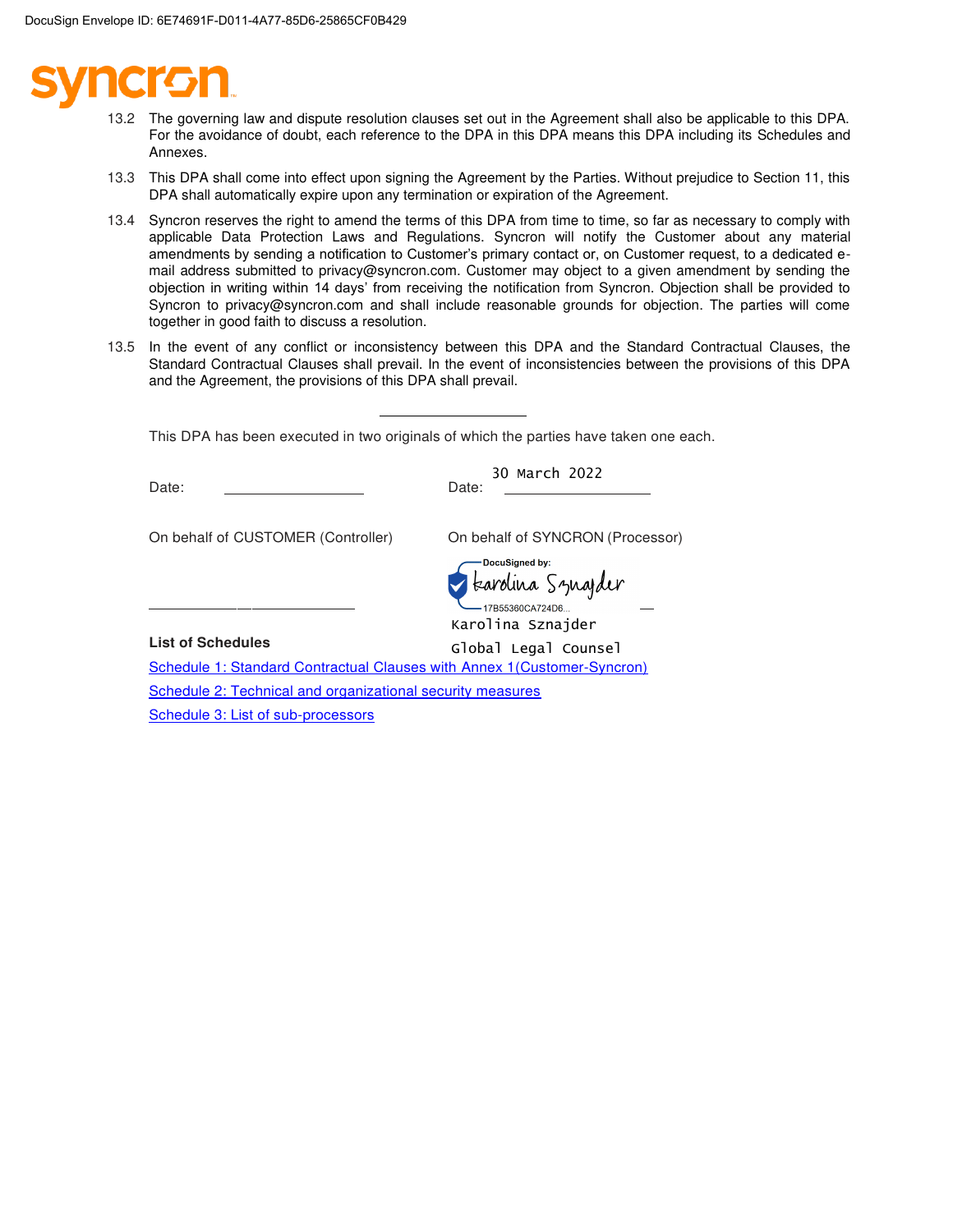13.2 The governing law and dispute resolution clauses set out in the Agreement shall also be applicable to this DPA. For the avoidance of doubt, each reference to the DPA in this DPA means this DPA including its Schedules and Annexes.

13.3 This DPA shall come into effect upon signing the Agreement by the Parties. Without prejudice to Section 11, this DPA shall automatically expire upon any termination or expiration of the Agreement.

13.4 Syncron reserves the right to amend the terms of this DPA from time to time, so far as necessary to comply with applicable Data Protection Laws and Regulations. Syncron will notify the Customer about any material amendments by sending a notification to Customer's primary contact or, on Customer request, to a dedicated e-mail address submitted to privacy@syncron.com. Customer may object to a given amendment by sending the objection in writing within 14 days' from receiving the notification from Syncron. Objection shall be provided to Syncron to privacy@syncron.com and shall include reasonable grounds for objection. The parties will come together in good faith to discuss a resolution.

13.5 In the event of any conflict or inconsistency between this DPA and the Standard Contractual Clauses, the Standard Contractual Clauses shall prevail. In the event of inconsistencies between the provisions of this DPA and the Agreement, the provisions of this DPA shall prevail.

---

This DPA has been executed in two originals of which the parties have taken one each.

Date: ____________________

Date: 30 March 2022

On behalf of CUSTOMER (Controller)

____________________________

On behalf of SYNCRON (Processor)

DocuSigned by: Karolina Sznajder
17B55360CA724D6...

Karolina Sznajder
Global Legal Counsel

**List of Schedules**

Schedule 1: Standard Contractual Clauses with Annex 1(Customer-Syncron)

Schedule 2: Technical and organizational security measures

Schedule 3: List of sub-processors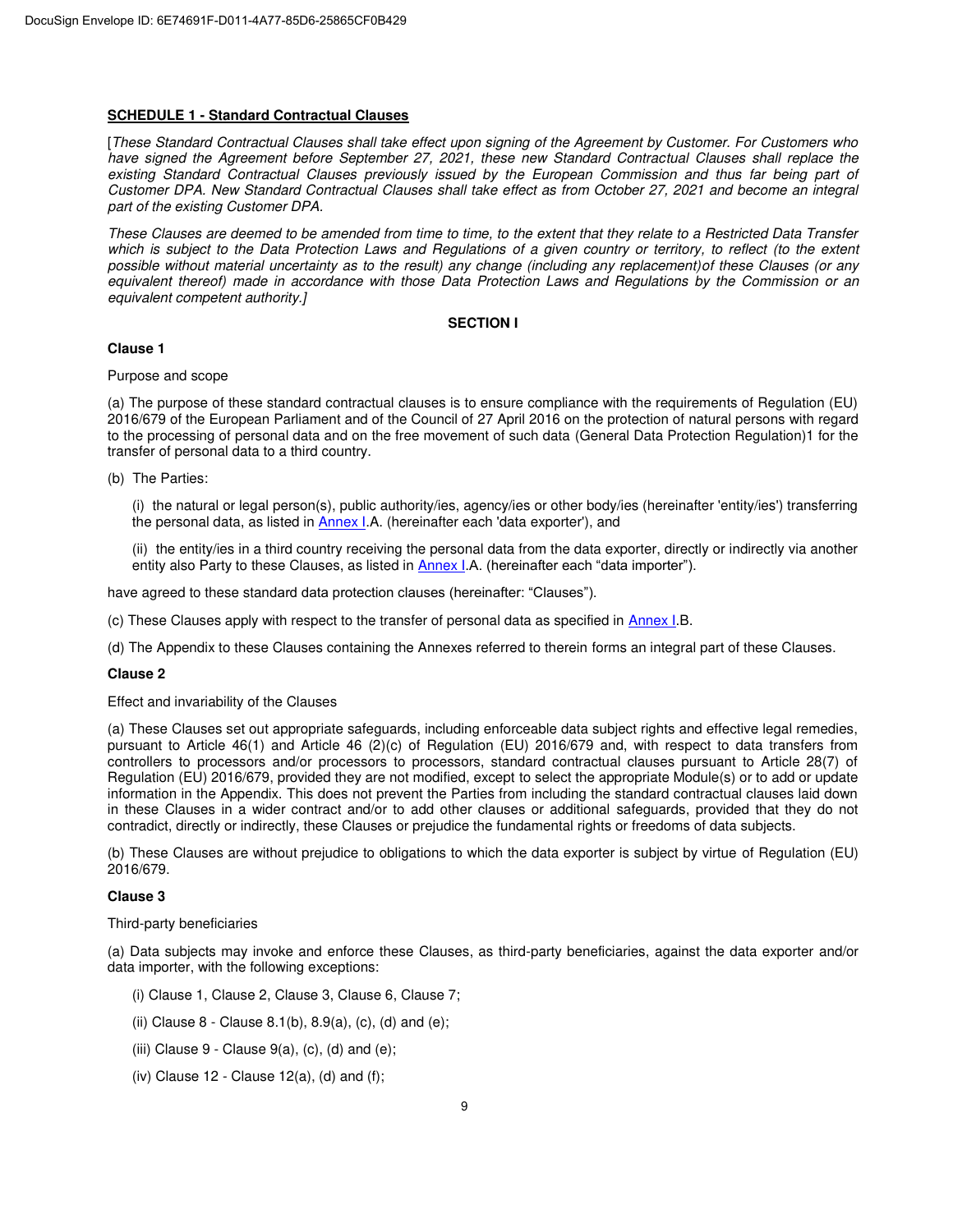**SCHEDULE 1 - Standard Contractual Clauses**

[*These Standard Contractual Clauses shall take effect upon signing of the Agreement by Customer. For Customers who have signed the Agreement before September 27, 2021, these new Standard Contractual Clauses shall replace the existing Standard Contractual Clauses previously issued by the European Commission and thus far being part of Customer DPA. New Standard Contractual Clauses shall take effect as from October 27, 2021 and become an integral part of the existing Customer DPA.*

*These Clauses are deemed to be amended from time to time, to the extent that they relate to a Restricted Data Transfer which is subject to the Data Protection Laws and Regulations of a given country or territory, to reflect (to the extent possible without material uncertainty as to the result) any change (including any replacement)of these Clauses (or any equivalent thereof) made in accordance with those Data Protection Laws and Regulations by the Commission or an equivalent competent authority.*]

**SECTION I**

**Clause 1**

Purpose and scope

(a) The purpose of these standard contractual clauses is to ensure compliance with the requirements of Regulation (EU) 2016/679 of the European Parliament and of the Council of 27 April 2016 on the protection of natural persons with regard to the processing of personal data and on the free movement of such data (General Data Protection Regulation)1 for the transfer of personal data to a third country.

(b) The Parties:

(i) the natural or legal person(s), public authority/ies, agency/ies or other body/ies (hereinafter 'entity/ies') transferring the personal data, as listed in Annex I.A. (hereinafter each 'data exporter'), and

(ii) the entity/ies in a third country receiving the personal data from the data exporter, directly or indirectly via another entity also Party to these Clauses, as listed in Annex I.A. (hereinafter each "data importer").

have agreed to these standard data protection clauses (hereinafter: "Clauses").

(c) These Clauses apply with respect to the transfer of personal data as specified in Annex I.B.

(d) The Appendix to these Clauses containing the Annexes referred to therein forms an integral part of these Clauses.

**Clause 2**

Effect and invariability of the Clauses

(a) These Clauses set out appropriate safeguards, including enforceable data subject rights and effective legal remedies, pursuant to Article 46(1) and Article 46 (2)(c) of Regulation (EU) 2016/679 and, with respect to data transfers from controllers to processors and/or processors to processors, standard contractual clauses pursuant to Article 28(7) of Regulation (EU) 2016/679, provided they are not modified, except to select the appropriate Module(s) or to add or update information in the Appendix. This does not prevent the Parties from including the standard contractual clauses laid down in these Clauses in a wider contract and/or to add other clauses or additional safeguards, provided that they do not contradict, directly or indirectly, these Clauses or prejudice the fundamental rights or freedoms of data subjects.

(b) These Clauses are without prejudice to obligations to which the data exporter is subject by virtue of Regulation (EU) 2016/679.

**Clause 3**

Third-party beneficiaries

(a) Data subjects may invoke and enforce these Clauses, as third-party beneficiaries, against the data exporter and/or data importer, with the following exceptions:

(i) Clause 1, Clause 2, Clause 3, Clause 6, Clause 7;

(ii) Clause 8 - Clause 8.1(b), 8.9(a), (c), (d) and (e);

(iii) Clause 9 - Clause 9(a), (c), (d) and (e);

(iv) Clause 12 - Clause 12(a), (d) and (f);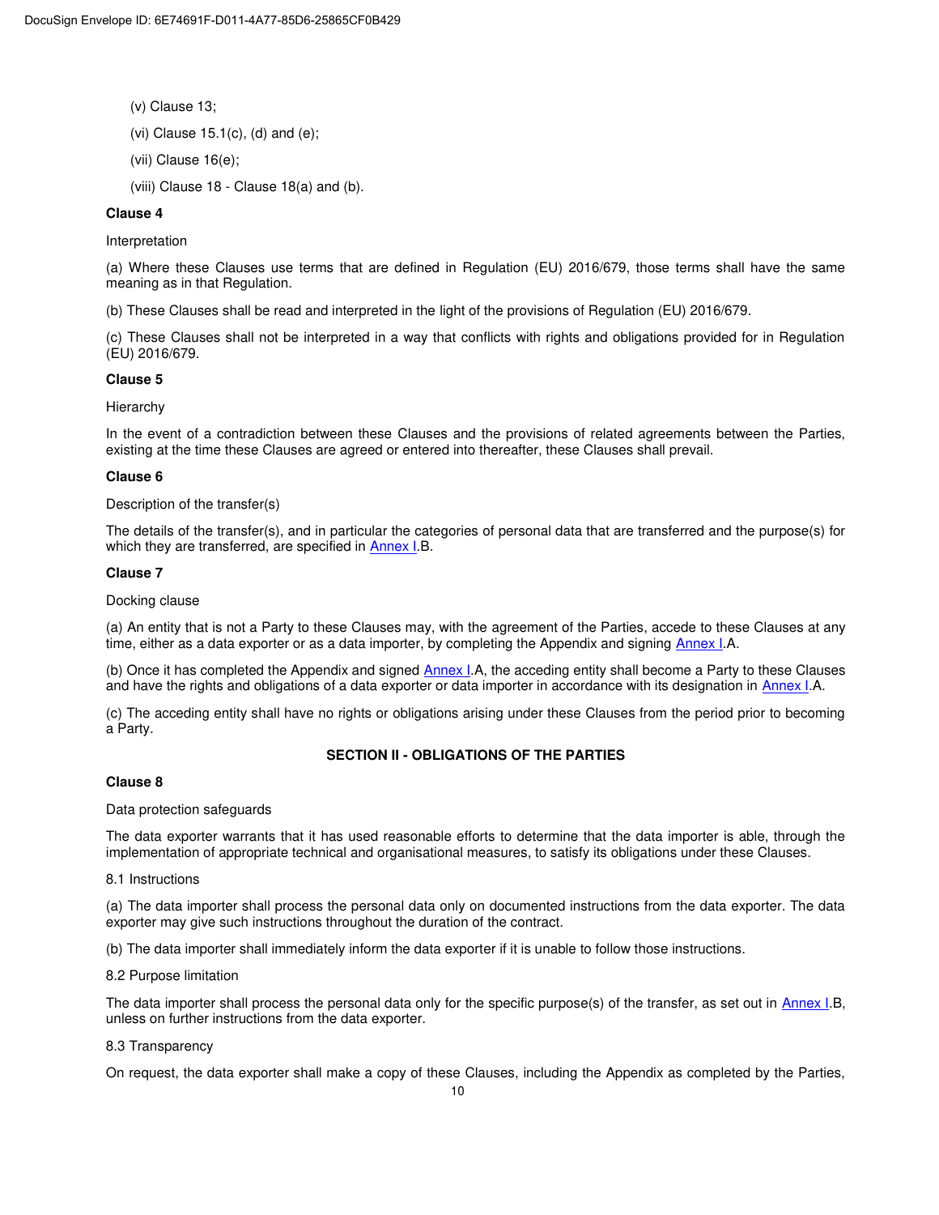(v) Clause 13;

(vi) Clause 15.1(c), (d) and (e);

(vii) Clause 16(e);

(viii) Clause 18 - Clause 18(a) and (b).

**Clause 4**

Interpretation

(a) Where these Clauses use terms that are defined in Regulation (EU) 2016/679, those terms shall have the same meaning as in that Regulation.

(b) These Clauses shall be read and interpreted in the light of the provisions of Regulation (EU) 2016/679.

(c) These Clauses shall not be interpreted in a way that conflicts with rights and obligations provided for in Regulation (EU) 2016/679.

**Clause 5**

Hierarchy

In the event of a contradiction between these Clauses and the provisions of related agreements between the Parties, existing at the time these Clauses are agreed or entered into thereafter, these Clauses shall prevail.

**Clause 6**

Description of the transfer(s)

The details of the transfer(s), and in particular the categories of personal data that are transferred and the purpose(s) for which they are transferred, are specified in Annex I.B.

**Clause 7**

Docking clause

(a) An entity that is not a Party to these Clauses may, with the agreement of the Parties, accede to these Clauses at any time, either as a data exporter or as a data importer, by completing the Appendix and signing Annex I.A.

(b) Once it has completed the Appendix and signed Annex I.A, the acceding entity shall become a Party to these Clauses and have the rights and obligations of a data exporter or data importer in accordance with its designation in Annex I.A.

(c) The acceding entity shall have no rights or obligations arising under these Clauses from the period prior to becoming a Party.

**SECTION II - OBLIGATIONS OF THE PARTIES**

**Clause 8**

Data protection safeguards

The data exporter warrants that it has used reasonable efforts to determine that the data importer is able, through the implementation of appropriate technical and organisational measures, to satisfy its obligations under these Clauses.

8.1 Instructions

(a) The data importer shall process the personal data only on documented instructions from the data exporter. The data exporter may give such instructions throughout the duration of the contract.

(b) The data importer shall immediately inform the data exporter if it is unable to follow those instructions.

8.2 Purpose limitation

The data importer shall process the personal data only for the specific purpose(s) of the transfer, as set out in Annex I.B, unless on further instructions from the data exporter.

8.3 Transparency

On request, the data exporter shall make a copy of these Clauses, including the Appendix as completed by the Parties,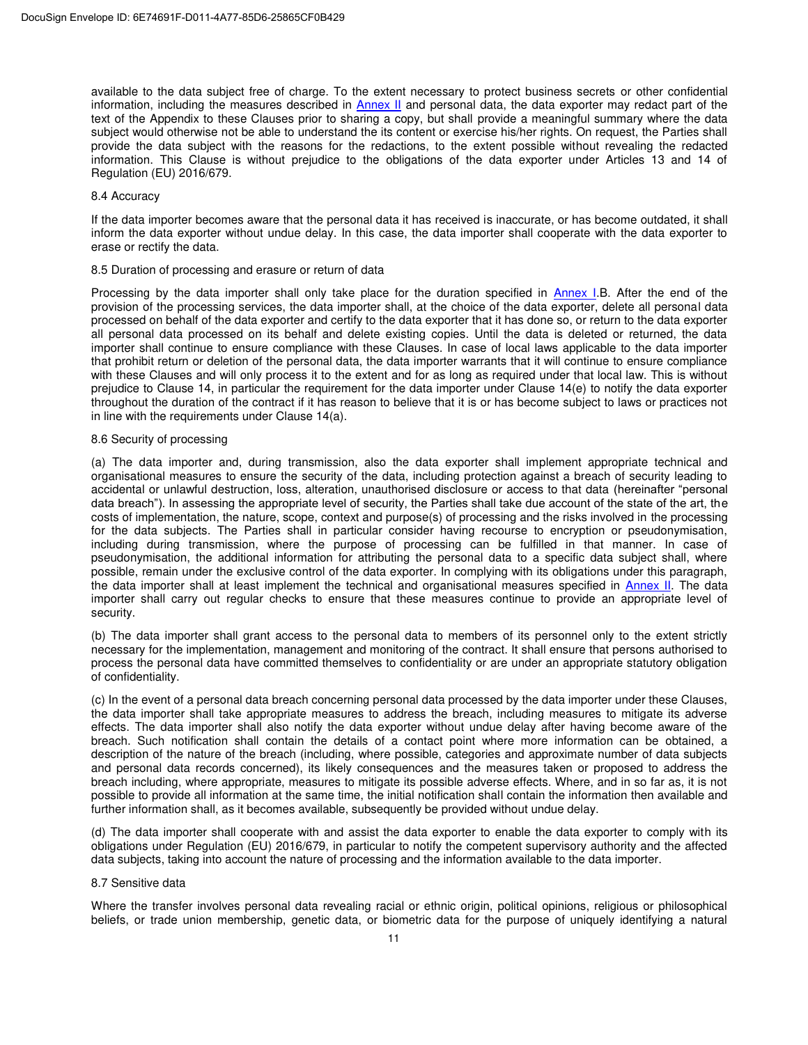available to the data subject free of charge. To the extent necessary to protect business secrets or other confidential information, including the measures described in Annex II and personal data, the data exporter may redact part of the text of the Appendix to these Clauses prior to sharing a copy, but shall provide a meaningful summary where the data subject would otherwise not be able to understand the its content or exercise his/her rights. On request, the Parties shall provide the data subject with the reasons for the redactions, to the extent possible without revealing the redacted information. This Clause is without prejudice to the obligations of the data exporter under Articles 13 and 14 of Regulation (EU) 2016/679.

8.4 Accuracy

If the data importer becomes aware that the personal data it has received is inaccurate, or has become outdated, it shall inform the data exporter without undue delay. In this case, the data importer shall cooperate with the data exporter to erase or rectify the data.

8.5 Duration of processing and erasure or return of data

Processing by the data importer shall only take place for the duration specified in Annex I.B. After the end of the provision of the processing services, the data importer shall, at the choice of the data exporter, delete all personal data processed on behalf of the data exporter and certify to the data exporter that it has done so, or return to the data exporter all personal data processed on its behalf and delete existing copies. Until the data is deleted or returned, the data importer shall continue to ensure compliance with these Clauses. In case of local laws applicable to the data importer that prohibit return or deletion of the personal data, the data importer warrants that it will continue to ensure compliance with these Clauses and will only process it to the extent and for as long as required under that local law. This is without prejudice to Clause 14, in particular the requirement for the data importer under Clause 14(e) to notify the data exporter throughout the duration of the contract if it has reason to believe that it is or has become subject to laws or practices not in line with the requirements under Clause 14(a).

8.6 Security of processing

(a) The data importer and, during transmission, also the data exporter shall implement appropriate technical and organisational measures to ensure the security of the data, including protection against a breach of security leading to accidental or unlawful destruction, loss, alteration, unauthorised disclosure or access to that data (hereinafter “personal data breach”). In assessing the appropriate level of security, the Parties shall take due account of the state of the art, the costs of implementation, the nature, scope, context and purpose(s) of processing and the risks involved in the processing for the data subjects. The Parties shall in particular consider having recourse to encryption or pseudonymisation, including during transmission, where the purpose of processing can be fulfilled in that manner. In case of pseudonymisation, the additional information for attributing the personal data to a specific data subject shall, where possible, remain under the exclusive control of the data exporter. In complying with its obligations under this paragraph, the data importer shall at least implement the technical and organisational measures specified in Annex II. The data importer shall carry out regular checks to ensure that these measures continue to provide an appropriate level of security.

(b) The data importer shall grant access to the personal data to members of its personnel only to the extent strictly necessary for the implementation, management and monitoring of the contract. It shall ensure that persons authorised to process the personal data have committed themselves to confidentiality or are under an appropriate statutory obligation of confidentiality.

(c) In the event of a personal data breach concerning personal data processed by the data importer under these Clauses, the data importer shall take appropriate measures to address the breach, including measures to mitigate its adverse effects. The data importer shall also notify the data exporter without undue delay after having become aware of the breach. Such notification shall contain the details of a contact point where more information can be obtained, a description of the nature of the breach (including, where possible, categories and approximate number of data subjects and personal data records concerned), its likely consequences and the measures taken or proposed to address the breach including, where appropriate, measures to mitigate its possible adverse effects. Where, and in so far as, it is not possible to provide all information at the same time, the initial notification shall contain the information then available and further information shall, as it becomes available, subsequently be provided without undue delay.

(d) The data importer shall cooperate with and assist the data exporter to enable the data exporter to comply with its obligations under Regulation (EU) 2016/679, in particular to notify the competent supervisory authority and the affected data subjects, taking into account the nature of processing and the information available to the data importer.

8.7 Sensitive data

Where the transfer involves personal data revealing racial or ethnic origin, political opinions, religious or philosophical beliefs, or trade union membership, genetic data, or biometric data for the purpose of uniquely identifying a natural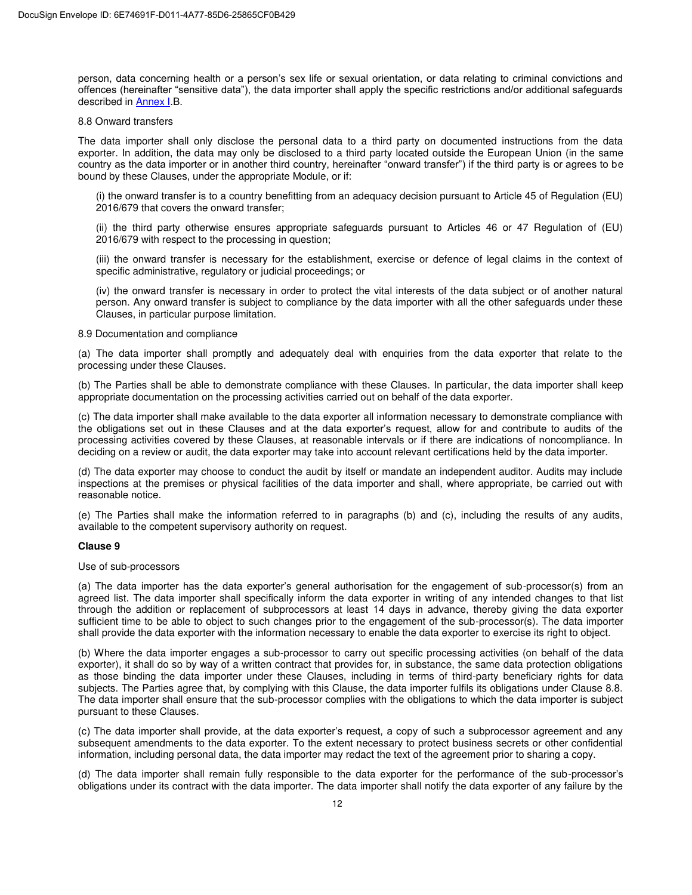person, data concerning health or a person's sex life or sexual orientation, or data relating to criminal convictions and offences (hereinafter "sensitive data"), the data importer shall apply the specific restrictions and/or additional safeguards described in Annex I.B.

8.8 Onward transfers

The data importer shall only disclose the personal data to a third party on documented instructions from the data exporter. In addition, the data may only be disclosed to a third party located outside the European Union (in the same country as the data importer or in another third country, hereinafter "onward transfer") if the third party is or agrees to be bound by these Clauses, under the appropriate Module, or if:

(i) the onward transfer is to a country benefitting from an adequacy decision pursuant to Article 45 of Regulation (EU) 2016/679 that covers the onward transfer;

(ii) the third party otherwise ensures appropriate safeguards pursuant to Articles 46 or 47 Regulation of (EU) 2016/679 with respect to the processing in question;

(iii) the onward transfer is necessary for the establishment, exercise or defence of legal claims in the context of specific administrative, regulatory or judicial proceedings; or

(iv) the onward transfer is necessary in order to protect the vital interests of the data subject or of another natural person. Any onward transfer is subject to compliance by the data importer with all the other safeguards under these Clauses, in particular purpose limitation.

8.9 Documentation and compliance

(a) The data importer shall promptly and adequately deal with enquiries from the data exporter that relate to the processing under these Clauses.

(b) The Parties shall be able to demonstrate compliance with these Clauses. In particular, the data importer shall keep appropriate documentation on the processing activities carried out on behalf of the data exporter.

(c) The data importer shall make available to the data exporter all information necessary to demonstrate compliance with the obligations set out in these Clauses and at the data exporter's request, allow for and contribute to audits of the processing activities covered by these Clauses, at reasonable intervals or if there are indications of noncompliance. In deciding on a review or audit, the data exporter may take into account relevant certifications held by the data importer.

(d) The data exporter may choose to conduct the audit by itself or mandate an independent auditor. Audits may include inspections at the premises or physical facilities of the data importer and shall, where appropriate, be carried out with reasonable notice.

(e) The Parties shall make the information referred to in paragraphs (b) and (c), including the results of any audits, available to the competent supervisory authority on request.

**Clause 9**

Use of sub-processors

(a) The data importer has the data exporter's general authorisation for the engagement of sub-processor(s) from an agreed list. The data importer shall specifically inform the data exporter in writing of any intended changes to that list through the addition or replacement of subprocessors at least 14 days in advance, thereby giving the data exporter sufficient time to be able to object to such changes prior to the engagement of the sub-processor(s). The data importer shall provide the data exporter with the information necessary to enable the data exporter to exercise its right to object.

(b) Where the data importer engages a sub-processor to carry out specific processing activities (on behalf of the data exporter), it shall do so by way of a written contract that provides for, in substance, the same data protection obligations as those binding the data importer under these Clauses, including in terms of third-party beneficiary rights for data subjects. The Parties agree that, by complying with this Clause, the data importer fulfils its obligations under Clause 8.8. The data importer shall ensure that the sub-processor complies with the obligations to which the data importer is subject pursuant to these Clauses.

(c) The data importer shall provide, at the data exporter's request, a copy of such a subprocessor agreement and any subsequent amendments to the data exporter. To the extent necessary to protect business secrets or other confidential information, including personal data, the data importer may redact the text of the agreement prior to sharing a copy.

(d) The data importer shall remain fully responsible to the data exporter for the performance of the sub-processor's obligations under its contract with the data importer. The data importer shall notify the data exporter of any failure by the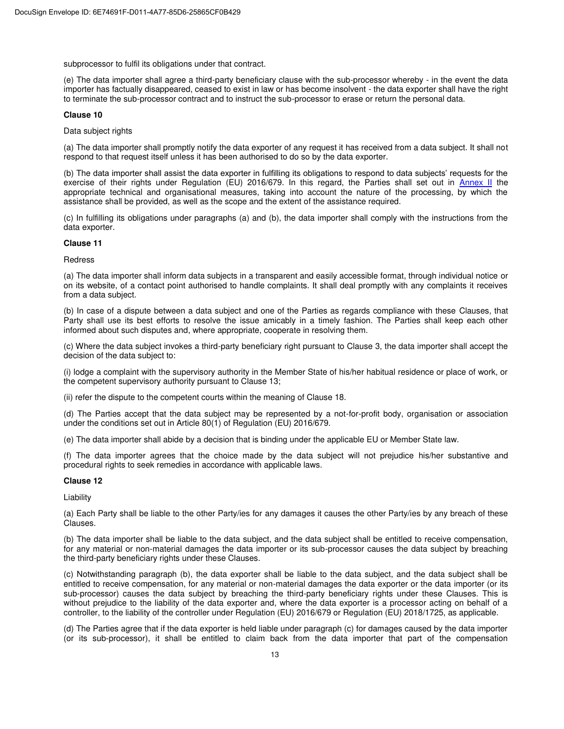subprocessor to fulfil its obligations under that contract.

(e) The data importer shall agree a third-party beneficiary clause with the sub-processor whereby - in the event the data importer has factually disappeared, ceased to exist in law or has become insolvent - the data exporter shall have the right to terminate the sub-processor contract and to instruct the sub-processor to erase or return the personal data.

**Clause 10**

Data subject rights

(a) The data importer shall promptly notify the data exporter of any request it has received from a data subject. It shall not respond to that request itself unless it has been authorised to do so by the data exporter.

(b) The data importer shall assist the data exporter in fulfilling its obligations to respond to data subjects' requests for the exercise of their rights under Regulation (EU) 2016/679. In this regard, the Parties shall set out in Annex II the appropriate technical and organisational measures, taking into account the nature of the processing, by which the assistance shall be provided, as well as the scope and the extent of the assistance required.

(c) In fulfilling its obligations under paragraphs (a) and (b), the data importer shall comply with the instructions from the data exporter.

**Clause 11**

Redress

(a) The data importer shall inform data subjects in a transparent and easily accessible format, through individual notice or on its website, of a contact point authorised to handle complaints. It shall deal promptly with any complaints it receives from a data subject.

(b) In case of a dispute between a data subject and one of the Parties as regards compliance with these Clauses, that Party shall use its best efforts to resolve the issue amicably in a timely fashion. The Parties shall keep each other informed about such disputes and, where appropriate, cooperate in resolving them.

(c) Where the data subject invokes a third-party beneficiary right pursuant to Clause 3, the data importer shall accept the decision of the data subject to:

(i) lodge a complaint with the supervisory authority in the Member State of his/her habitual residence or place of work, or the competent supervisory authority pursuant to Clause 13;

(ii) refer the dispute to the competent courts within the meaning of Clause 18.

(d) The Parties accept that the data subject may be represented by a not-for-profit body, organisation or association under the conditions set out in Article 80(1) of Regulation (EU) 2016/679.

(e) The data importer shall abide by a decision that is binding under the applicable EU or Member State law.

(f) The data importer agrees that the choice made by the data subject will not prejudice his/her substantive and procedural rights to seek remedies in accordance with applicable laws.

**Clause 12**

Liability

(a) Each Party shall be liable to the other Party/ies for any damages it causes the other Party/ies by any breach of these Clauses.

(b) The data importer shall be liable to the data subject, and the data subject shall be entitled to receive compensation, for any material or non-material damages the data importer or its sub-processor causes the data subject by breaching the third-party beneficiary rights under these Clauses.

(c) Notwithstanding paragraph (b), the data exporter shall be liable to the data subject, and the data subject shall be entitled to receive compensation, for any material or non-material damages the data exporter or the data importer (or its sub-processor) causes the data subject by breaching the third-party beneficiary rights under these Clauses. This is without prejudice to the liability of the data exporter and, where the data exporter is a processor acting on behalf of a controller, to the liability of the controller under Regulation (EU) 2016/679 or Regulation (EU) 2018/1725, as applicable.

(d) The Parties agree that if the data exporter is held liable under paragraph (c) for damages caused by the data importer (or its sub-processor), it shall be entitled to claim back from the data importer that part of the compensation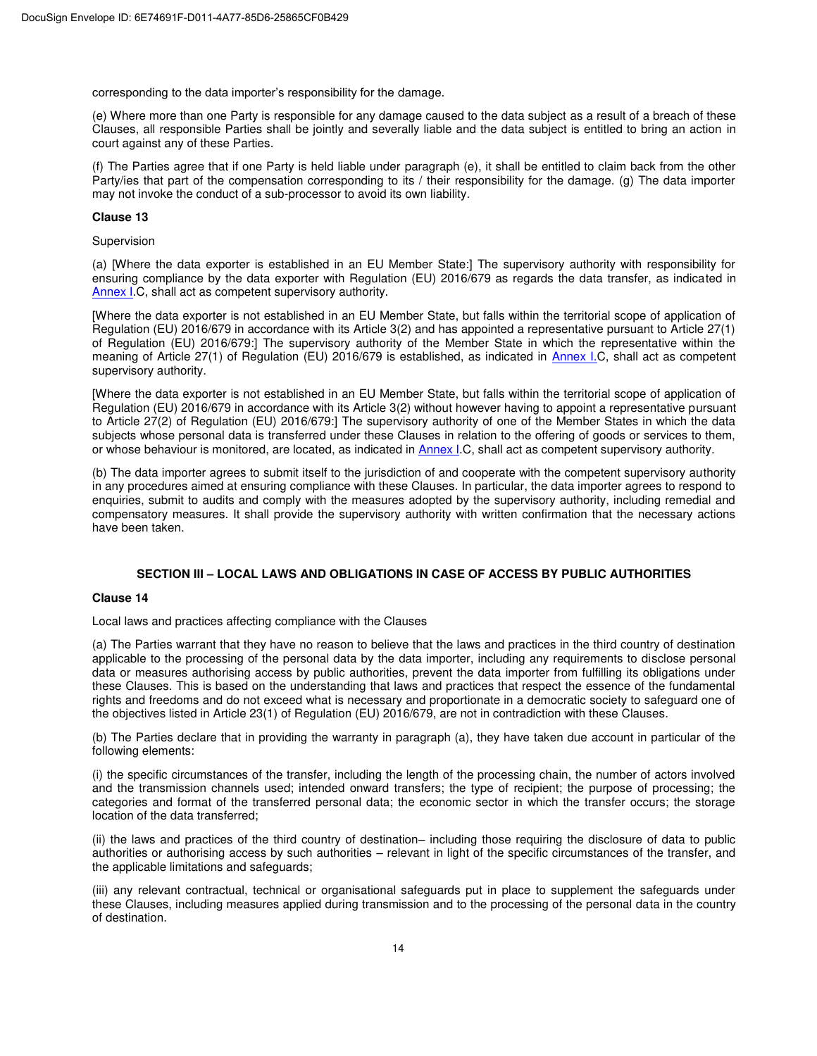corresponding to the data importer's responsibility for the damage.

(e) Where more than one Party is responsible for any damage caused to the data subject as a result of a breach of these Clauses, all responsible Parties shall be jointly and severally liable and the data subject is entitled to bring an action in court against any of these Parties.

(f) The Parties agree that if one Party is held liable under paragraph (e), it shall be entitled to claim back from the other Party/ies that part of the compensation corresponding to its / their responsibility for the damage. (g) The data importer may not invoke the conduct of a sub-processor to avoid its own liability.

**Clause 13**

Supervision

(a) [Where the data exporter is established in an EU Member State:] The supervisory authority with responsibility for ensuring compliance by the data exporter with Regulation (EU) 2016/679 as regards the data transfer, as indicated in Annex I.C, shall act as competent supervisory authority.

[Where the data exporter is not established in an EU Member State, but falls within the territorial scope of application of Regulation (EU) 2016/679 in accordance with its Article 3(2) and has appointed a representative pursuant to Article 27(1) of Regulation (EU) 2016/679:] The supervisory authority of the Member State in which the representative within the meaning of Article 27(1) of Regulation (EU) 2016/679 is established, as indicated in Annex I.C, shall act as competent supervisory authority.

[Where the data exporter is not established in an EU Member State, but falls within the territorial scope of application of Regulation (EU) 2016/679 in accordance with its Article 3(2) without however having to appoint a representative pursuant to Article 27(2) of Regulation (EU) 2016/679:] The supervisory authority of one of the Member States in which the data subjects whose personal data is transferred under these Clauses in relation to the offering of goods or services to them, or whose behaviour is monitored, are located, as indicated in Annex I.C, shall act as competent supervisory authority.

(b) The data importer agrees to submit itself to the jurisdiction of and cooperate with the competent supervisory authority in any procedures aimed at ensuring compliance with these Clauses. In particular, the data importer agrees to respond to enquiries, submit to audits and comply with the measures adopted by the supervisory authority, including remedial and compensatory measures. It shall provide the supervisory authority with written confirmation that the necessary actions have been taken.

## SECTION III – LOCAL LAWS AND OBLIGATIONS IN CASE OF ACCESS BY PUBLIC AUTHORITIES

**Clause 14**

Local laws and practices affecting compliance with the Clauses

(a) The Parties warrant that they have no reason to believe that the laws and practices in the third country of destination applicable to the processing of the personal data by the data importer, including any requirements to disclose personal data or measures authorising access by public authorities, prevent the data importer from fulfilling its obligations under these Clauses. This is based on the understanding that laws and practices that respect the essence of the fundamental rights and freedoms and do not exceed what is necessary and proportionate in a democratic society to safeguard one of the objectives listed in Article 23(1) of Regulation (EU) 2016/679, are not in contradiction with these Clauses.

(b) The Parties declare that in providing the warranty in paragraph (a), they have taken due account in particular of the following elements:

(i) the specific circumstances of the transfer, including the length of the processing chain, the number of actors involved and the transmission channels used; intended onward transfers; the type of recipient; the purpose of processing; the categories and format of the transferred personal data; the economic sector in which the transfer occurs; the storage location of the data transferred;

(ii) the laws and practices of the third country of destination– including those requiring the disclosure of data to public authorities or authorising access by such authorities – relevant in light of the specific circumstances of the transfer, and the applicable limitations and safeguards;

(iii) any relevant contractual, technical or organisational safeguards put in place to supplement the safeguards under these Clauses, including measures applied during transmission and to the processing of the personal data in the country of destination.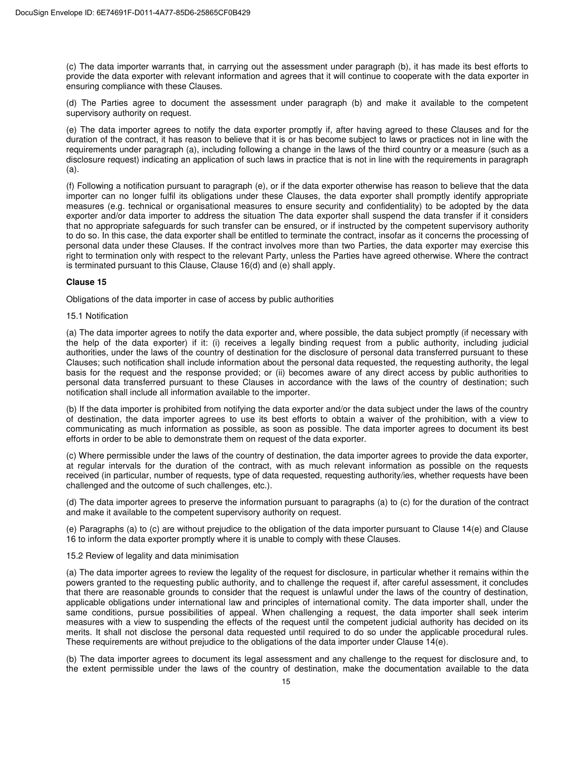(c) The data importer warrants that, in carrying out the assessment under paragraph (b), it has made its best efforts to provide the data exporter with relevant information and agrees that it will continue to cooperate with the data exporter in ensuring compliance with these Clauses.

(d) The Parties agree to document the assessment under paragraph (b) and make it available to the competent supervisory authority on request.

(e) The data importer agrees to notify the data exporter promptly if, after having agreed to these Clauses and for the duration of the contract, it has reason to believe that it is or has become subject to laws or practices not in line with the requirements under paragraph (a), including following a change in the laws of the third country or a measure (such as a disclosure request) indicating an application of such laws in practice that is not in line with the requirements in paragraph (a).

(f) Following a notification pursuant to paragraph (e), or if the data exporter otherwise has reason to believe that the data importer can no longer fulfil its obligations under these Clauses, the data exporter shall promptly identify appropriate measures (e.g. technical or organisational measures to ensure security and confidentiality) to be adopted by the data exporter and/or data importer to address the situation The data exporter shall suspend the data transfer if it considers that no appropriate safeguards for such transfer can be ensured, or if instructed by the competent supervisory authority to do so. In this case, the data exporter shall be entitled to terminate the contract, insofar as it concerns the processing of personal data under these Clauses. If the contract involves more than two Parties, the data exporter may exercise this right to termination only with respect to the relevant Party, unless the Parties have agreed otherwise. Where the contract is terminated pursuant to this Clause, Clause 16(d) and (e) shall apply.

**Clause 15**

Obligations of the data importer in case of access by public authorities

15.1 Notification

(a) The data importer agrees to notify the data exporter and, where possible, the data subject promptly (if necessary with the help of the data exporter) if it: (i) receives a legally binding request from a public authority, including judicial authorities, under the laws of the country of destination for the disclosure of personal data transferred pursuant to these Clauses; such notification shall include information about the personal data requested, the requesting authority, the legal basis for the request and the response provided; or (ii) becomes aware of any direct access by public authorities to personal data transferred pursuant to these Clauses in accordance with the laws of the country of destination; such notification shall include all information available to the importer.

(b) If the data importer is prohibited from notifying the data exporter and/or the data subject under the laws of the country of destination, the data importer agrees to use its best efforts to obtain a waiver of the prohibition, with a view to communicating as much information as possible, as soon as possible. The data importer agrees to document its best efforts in order to be able to demonstrate them on request of the data exporter.

(c) Where permissible under the laws of the country of destination, the data importer agrees to provide the data exporter, at regular intervals for the duration of the contract, with as much relevant information as possible on the requests received (in particular, number of requests, type of data requested, requesting authority/ies, whether requests have been challenged and the outcome of such challenges, etc.).

(d) The data importer agrees to preserve the information pursuant to paragraphs (a) to (c) for the duration of the contract and make it available to the competent supervisory authority on request.

(e) Paragraphs (a) to (c) are without prejudice to the obligation of the data importer pursuant to Clause 14(e) and Clause 16 to inform the data exporter promptly where it is unable to comply with these Clauses.

15.2 Review of legality and data minimisation

(a) The data importer agrees to review the legality of the request for disclosure, in particular whether it remains within the powers granted to the requesting public authority, and to challenge the request if, after careful assessment, it concludes that there are reasonable grounds to consider that the request is unlawful under the laws of the country of destination, applicable obligations under international law and principles of international comity. The data importer shall, under the same conditions, pursue possibilities of appeal. When challenging a request, the data importer shall seek interim measures with a view to suspending the effects of the request until the competent judicial authority has decided on its merits. It shall not disclose the personal data requested until required to do so under the applicable procedural rules. These requirements are without prejudice to the obligations of the data importer under Clause 14(e).

(b) The data importer agrees to document its legal assessment and any challenge to the request for disclosure and, to the extent permissible under the laws of the country of destination, make the documentation available to the data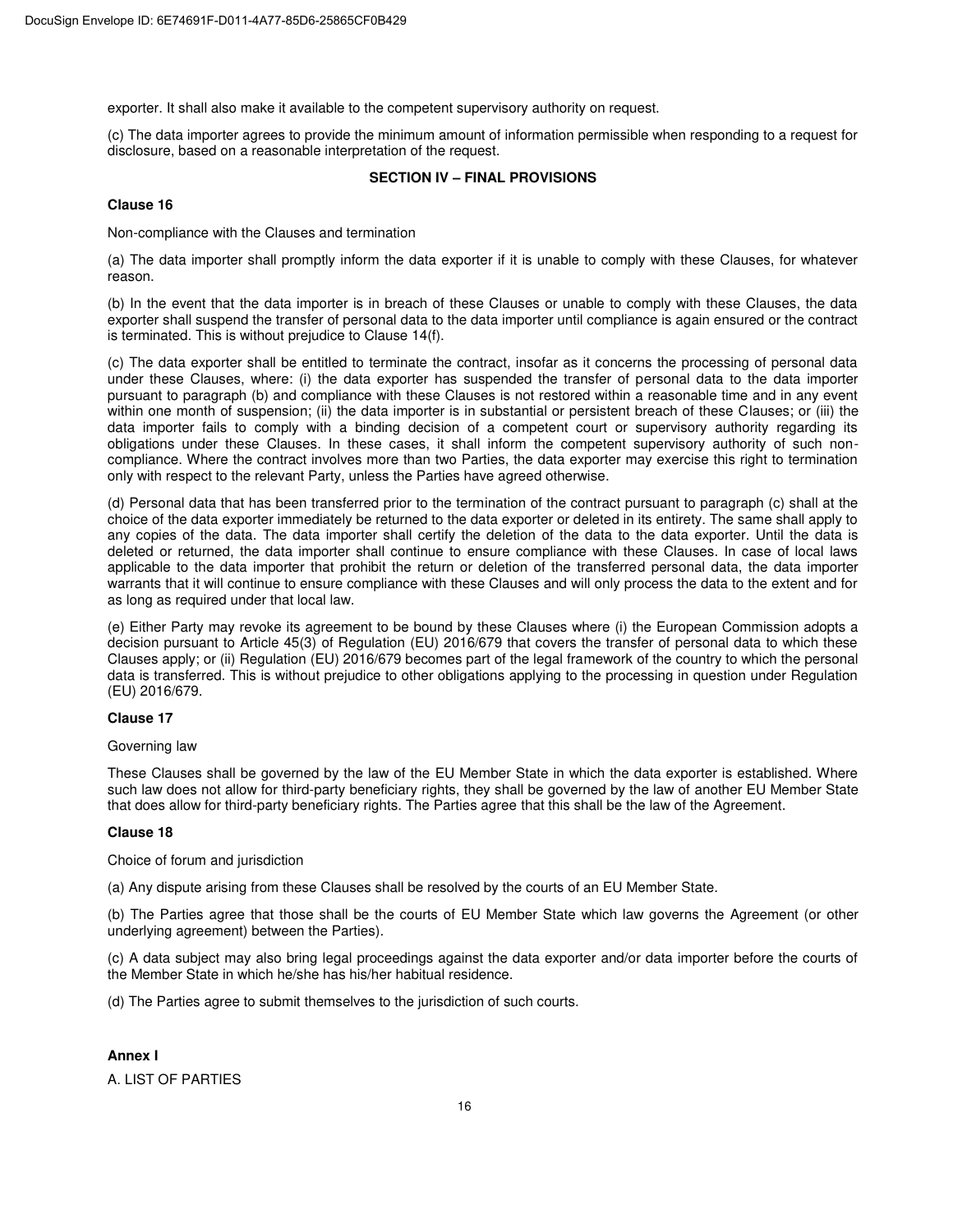exporter. It shall also make it available to the competent supervisory authority on request.

(c) The data importer agrees to provide the minimum amount of information permissible when responding to a request for disclosure, based on a reasonable interpretation of the request.

## SECTION IV – FINAL PROVISIONS

**Clause 16**

Non-compliance with the Clauses and termination

(a) The data importer shall promptly inform the data exporter if it is unable to comply with these Clauses, for whatever reason.

(b) In the event that the data importer is in breach of these Clauses or unable to comply with these Clauses, the data exporter shall suspend the transfer of personal data to the data importer until compliance is again ensured or the contract is terminated. This is without prejudice to Clause 14(f).

(c) The data exporter shall be entitled to terminate the contract, insofar as it concerns the processing of personal data under these Clauses, where: (i) the data exporter has suspended the transfer of personal data to the data importer pursuant to paragraph (b) and compliance with these Clauses is not restored within a reasonable time and in any event within one month of suspension; (ii) the data importer is in substantial or persistent breach of these Clauses; or (iii) the data importer fails to comply with a binding decision of a competent court or supervisory authority regarding its obligations under these Clauses. In these cases, it shall inform the competent supervisory authority of such non-compliance. Where the contract involves more than two Parties, the data exporter may exercise this right to termination only with respect to the relevant Party, unless the Parties have agreed otherwise.

(d) Personal data that has been transferred prior to the termination of the contract pursuant to paragraph (c) shall at the choice of the data exporter immediately be returned to the data exporter or deleted in its entirety. The same shall apply to any copies of the data. The data importer shall certify the deletion of the data to the data exporter. Until the data is deleted or returned, the data importer shall continue to ensure compliance with these Clauses. In case of local laws applicable to the data importer that prohibit the return or deletion of the transferred personal data, the data importer warrants that it will continue to ensure compliance with these Clauses and will only process the data to the extent and for as long as required under that local law.

(e) Either Party may revoke its agreement to be bound by these Clauses where (i) the European Commission adopts a decision pursuant to Article 45(3) of Regulation (EU) 2016/679 that covers the transfer of personal data to which these Clauses apply; or (ii) Regulation (EU) 2016/679 becomes part of the legal framework of the country to which the personal data is transferred. This is without prejudice to other obligations applying to the processing in question under Regulation (EU) 2016/679.

**Clause 17**

Governing law

These Clauses shall be governed by the law of the EU Member State in which the data exporter is established. Where such law does not allow for third-party beneficiary rights, they shall be governed by the law of another EU Member State that does allow for third-party beneficiary rights. The Parties agree that this shall be the law of the Agreement.

**Clause 18**

Choice of forum and jurisdiction

(a) Any dispute arising from these Clauses shall be resolved by the courts of an EU Member State.

(b) The Parties agree that those shall be the courts of EU Member State which law governs the Agreement (or other underlying agreement) between the Parties).

(c) A data subject may also bring legal proceedings against the data exporter and/or data importer before the courts of the Member State in which he/she has his/her habitual residence.

(d) The Parties agree to submit themselves to the jurisdiction of such courts.

**Annex I**

A. LIST OF PARTIES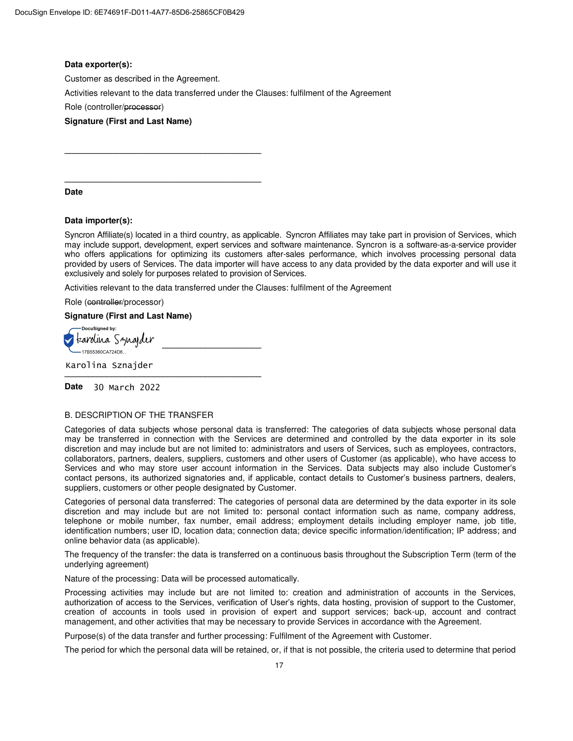**Data exporter(s):**

Customer as described in the Agreement.

Activities relevant to the data transferred under the Clauses: fulfilment of the Agreement

Role (controller/~~processor~~)

**Signature (First and Last Name)**

\_\_\_\_\_\_\_\_\_\_\_\_\_\_\_\_\_\_\_\_\_\_\_\_\_\_\_\_\_\_\_\_\_\_\_\_\_\_\_\_

\_\_\_\_\_\_\_\_\_\_\_\_\_\_\_\_\_\_\_\_\_\_\_\_\_\_\_\_\_\_\_\_\_\_\_\_\_\_\_\_

**Date**

**Data importer(s):**

Syncron Affiliate(s) located in a third country, as applicable. Syncron Affiliates may take part in provision of Services, which may include support, development, expert services and software maintenance. Syncron is a software-as-a-service provider who offers applications for optimizing its customers after-sales performance, which involves processing personal data provided by users of Services. The data importer will have access to any data provided by the data exporter and will use it exclusively and solely for purposes related to provision of Services.

Activities relevant to the data transferred under the Clauses: fulfilment of the Agreement

Role (~~controller~~/processor)

**Signature (First and Last Name)**

DocuSigned by: Karolina Sznajder
17B55360CA724D6...

Karolina Sznajder

**Date** 30 March 2022

B. DESCRIPTION OF THE TRANSFER

Categories of data subjects whose personal data is transferred: The categories of data subjects whose personal data may be transferred in connection with the Services are determined and controlled by the data exporter in its sole discretion and may include but are not limited to: administrators and users of Services, such as employees, contractors, collaborators, partners, dealers, suppliers, customers and other users of Customer (as applicable), who have access to Services and who may store user account information in the Services. Data subjects may also include Customer's contact persons, its authorized signatories and, if applicable, contact details to Customer's business partners, dealers, suppliers, customers or other people designated by Customer.

Categories of personal data transferred: The categories of personal data are determined by the data exporter in its sole discretion and may include but are not limited to: personal contact information such as name, company address, telephone or mobile number, fax number, email address; employment details including employer name, job title, identification numbers; user ID, location data; connection data; device specific information/identification; IP address; and online behavior data (as applicable).

The frequency of the transfer: the data is transferred on a continuous basis throughout the Subscription Term (term of the underlying agreement)

Nature of the processing: Data will be processed automatically.

Processing activities may include but are not limited to: creation and administration of accounts in the Services, authorization of access to the Services, verification of User's rights, data hosting, provision of support to the Customer, creation of accounts in tools used in provision of expert and support services; back-up, account and contract management, and other activities that may be necessary to provide Services in accordance with the Agreement.

Purpose(s) of the data transfer and further processing: Fulfilment of the Agreement with Customer.

The period for which the personal data will be retained, or, if that is not possible, the criteria used to determine that period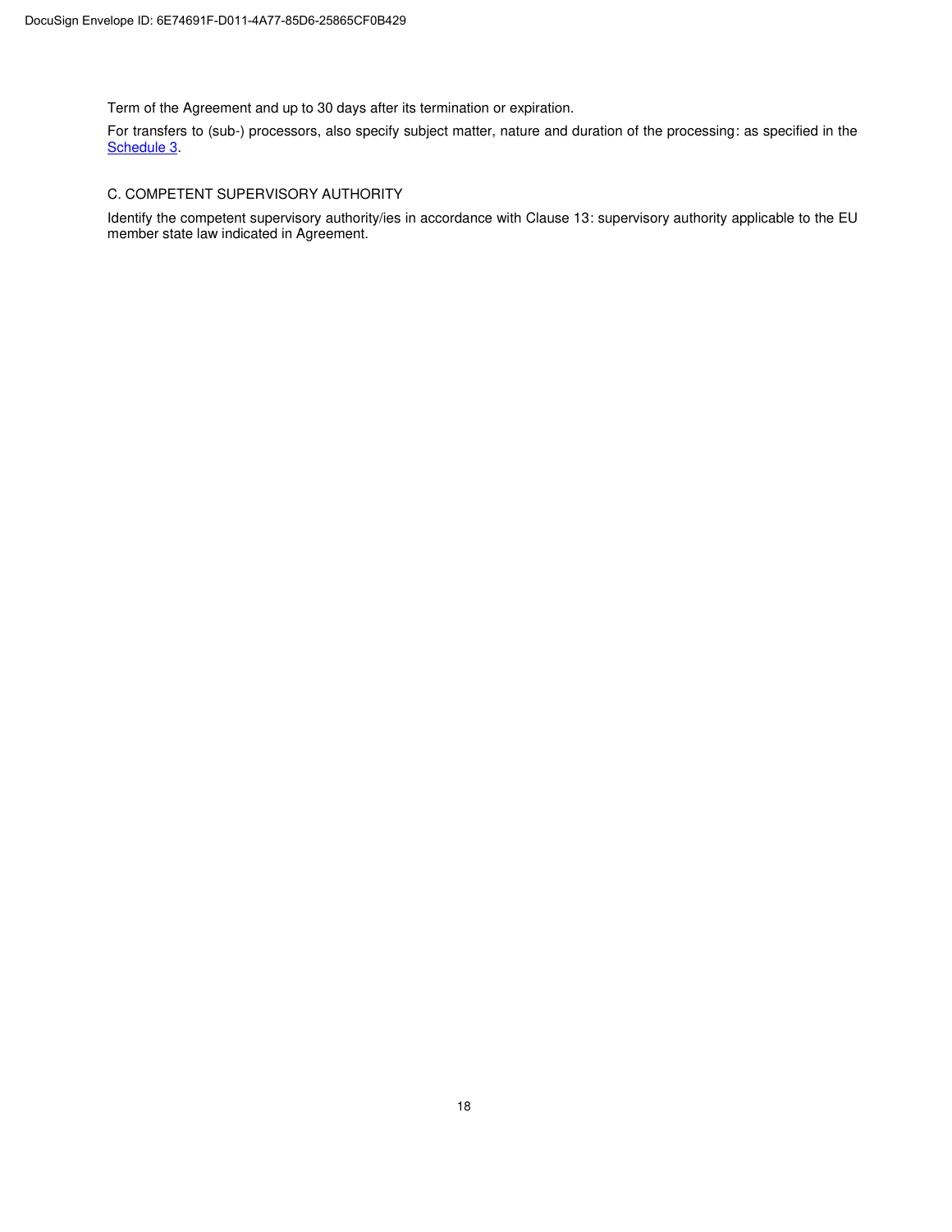Term of the Agreement and up to 30 days after its termination or expiration.

For transfers to (sub-) processors, also specify subject matter, nature and duration of the processing: as specified in the Schedule 3.

C. COMPETENT SUPERVISORY AUTHORITY

Identify the competent supervisory authority/ies in accordance with Clause 13: supervisory authority applicable to the EU member state law indicated in Agreement.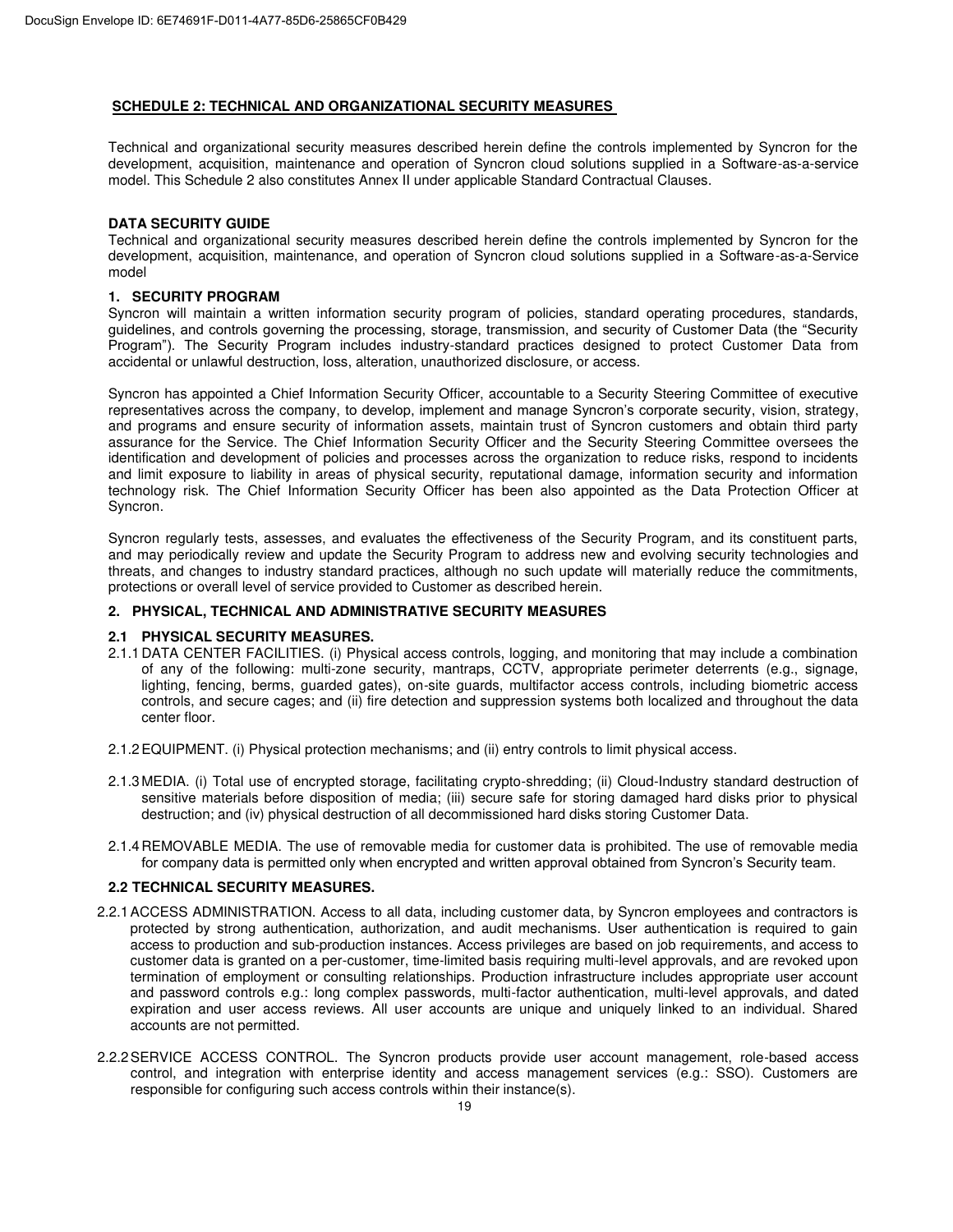## SCHEDULE 2: TECHNICAL AND ORGANIZATIONAL SECURITY MEASURES

Technical and organizational security measures described herein define the controls implemented by Syncron for the development, acquisition, maintenance and operation of Syncron cloud solutions supplied in a Software-as-a-service model. This Schedule 2 also constitutes Annex II under applicable Standard Contractual Clauses.

**DATA SECURITY GUIDE**

Technical and organizational security measures described herein define the controls implemented by Syncron for the development, acquisition, maintenance, and operation of Syncron cloud solutions supplied in a Software-as-a-Service model

### 1. SECURITY PROGRAM

Syncron will maintain a written information security program of policies, standard operating procedures, standards, guidelines, and controls governing the processing, storage, transmission, and security of Customer Data (the "Security Program"). The Security Program includes industry-standard practices designed to protect Customer Data from accidental or unlawful destruction, loss, alteration, unauthorized disclosure, or access.

Syncron has appointed a Chief Information Security Officer, accountable to a Security Steering Committee of executive representatives across the company, to develop, implement and manage Syncron's corporate security, vision, strategy, and programs and ensure security of information assets, maintain trust of Syncron customers and obtain third party assurance for the Service. The Chief Information Security Officer and the Security Steering Committee oversees the identification and development of policies and processes across the organization to reduce risks, respond to incidents and limit exposure to liability in areas of physical security, reputational damage, information security and information technology risk. The Chief Information Security Officer has been also appointed as the Data Protection Officer at Syncron.

Syncron regularly tests, assesses, and evaluates the effectiveness of the Security Program, and its constituent parts, and may periodically review and update the Security Program to address new and evolving security technologies and threats, and changes to industry standard practices, although no such update will materially reduce the commitments, protections or overall level of service provided to Customer as described herein.

### 2. PHYSICAL, TECHNICAL AND ADMINISTRATIVE SECURITY MEASURES

#### 2.1 PHYSICAL SECURITY MEASURES.

2.1.1 DATA CENTER FACILITIES. (i) Physical access controls, logging, and monitoring that may include a combination of any of the following: multi-zone security, mantraps, CCTV, appropriate perimeter deterrents (e.g., signage, lighting, fencing, berms, guarded gates), on-site guards, multifactor access controls, including biometric access controls, and secure cages; and (ii) fire detection and suppression systems both localized and throughout the data center floor.

2.1.2 EQUIPMENT. (i) Physical protection mechanisms; and (ii) entry controls to limit physical access.

2.1.3 MEDIA. (i) Total use of encrypted storage, facilitating crypto-shredding; (ii) Cloud-Industry standard destruction of sensitive materials before disposition of media; (iii) secure safe for storing damaged hard disks prior to physical destruction; and (iv) physical destruction of all decommissioned hard disks storing Customer Data.

2.1.4 REMOVABLE MEDIA. The use of removable media for customer data is prohibited. The use of removable media for company data is permitted only when encrypted and written approval obtained from Syncron's Security team.

#### 2.2 TECHNICAL SECURITY MEASURES.

2.2.1 ACCESS ADMINISTRATION. Access to all data, including customer data, by Syncron employees and contractors is protected by strong authentication, authorization, and audit mechanisms. User authentication is required to gain access to production and sub-production instances. Access privileges are based on job requirements, and access to customer data is granted on a per-customer, time-limited basis requiring multi-level approvals, and are revoked upon termination of employment or consulting relationships. Production infrastructure includes appropriate user account and password controls e.g.: long complex passwords, multi-factor authentication, multi-level approvals, and dated expiration and user access reviews. All user accounts are unique and uniquely linked to an individual. Shared accounts are not permitted.

2.2.2 SERVICE ACCESS CONTROL. The Syncron products provide user account management, role-based access control, and integration with enterprise identity and access management services (e.g.: SSO). Customers are responsible for configuring such access controls within their instance(s).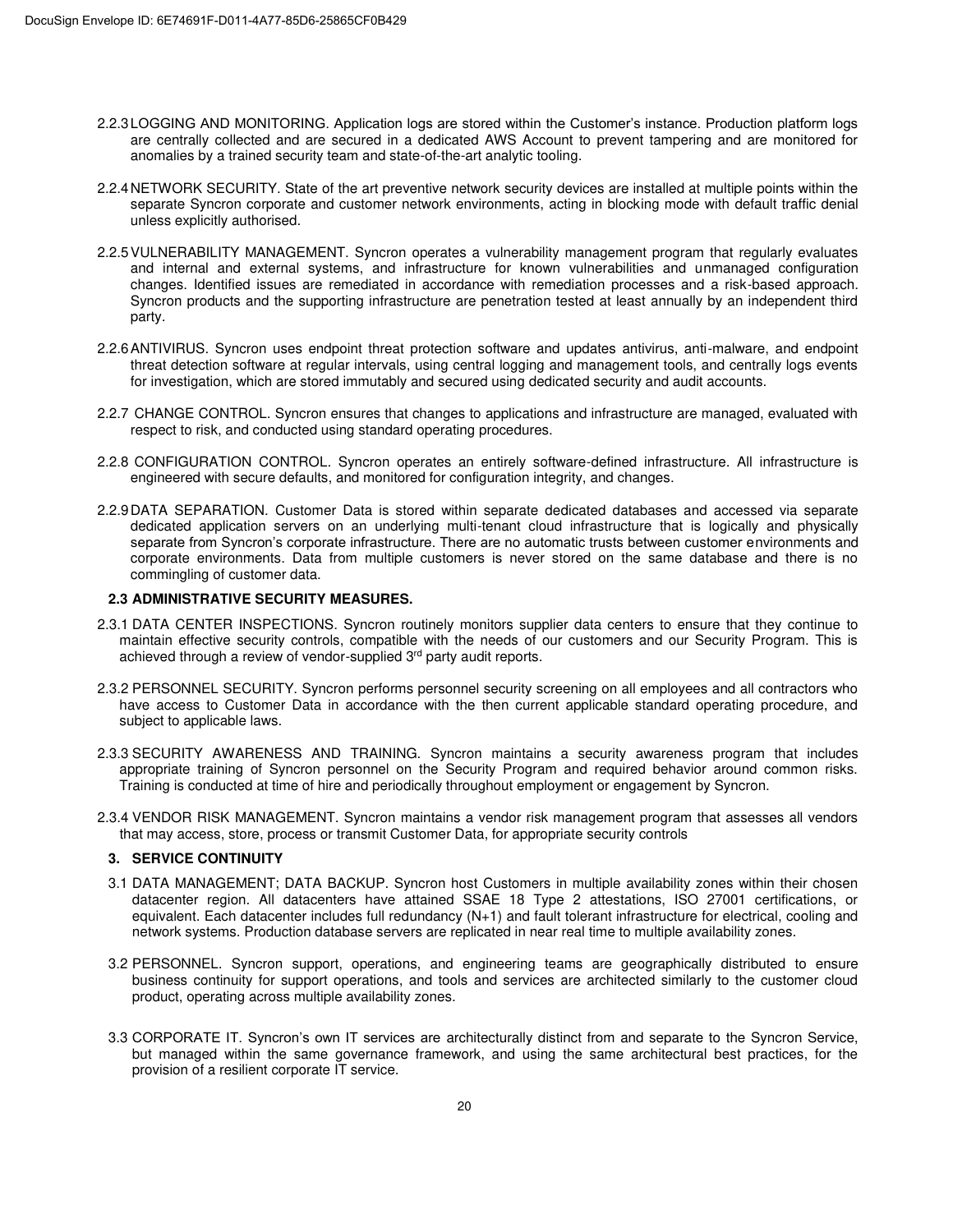2.2.3 LOGGING AND MONITORING. Application logs are stored within the Customer's instance. Production platform logs are centrally collected and are secured in a dedicated AWS Account to prevent tampering and are monitored for anomalies by a trained security team and state-of-the-art analytic tooling.

2.2.4 NETWORK SECURITY. State of the art preventive network security devices are installed at multiple points within the separate Syncron corporate and customer network environments, acting in blocking mode with default traffic denial unless explicitly authorised.

2.2.5 VULNERABILITY MANAGEMENT. Syncron operates a vulnerability management program that regularly evaluates and internal and external systems, and infrastructure for known vulnerabilities and unmanaged configuration changes. Identified issues are remediated in accordance with remediation processes and a risk-based approach. Syncron products and the supporting infrastructure are penetration tested at least annually by an independent third party.

2.2.6 ANTIVIRUS. Syncron uses endpoint threat protection software and updates antivirus, anti-malware, and endpoint threat detection software at regular intervals, using central logging and management tools, and centrally logs events for investigation, which are stored immutably and secured using dedicated security and audit accounts.

2.2.7 CHANGE CONTROL. Syncron ensures that changes to applications and infrastructure are managed, evaluated with respect to risk, and conducted using standard operating procedures.

2.2.8 CONFIGURATION CONTROL. Syncron operates an entirely software-defined infrastructure. All infrastructure is engineered with secure defaults, and monitored for configuration integrity, and changes.

2.2.9 DATA SEPARATION. Customer Data is stored within separate dedicated databases and accessed via separate dedicated application servers on an underlying multi-tenant cloud infrastructure that is logically and physically separate from Syncron's corporate infrastructure. There are no automatic trusts between customer environments and corporate environments. Data from multiple customers is never stored on the same database and there is no commingling of customer data.

**2.3 ADMINISTRATIVE SECURITY MEASURES.**

2.3.1 DATA CENTER INSPECTIONS. Syncron routinely monitors supplier data centers to ensure that they continue to maintain effective security controls, compatible with the needs of our customers and our Security Program. This is achieved through a review of vendor-supplied 3rd party audit reports.

2.3.2 PERSONNEL SECURITY. Syncron performs personnel security screening on all employees and all contractors who have access to Customer Data in accordance with the then current applicable standard operating procedure, and subject to applicable laws.

2.3.3 SECURITY AWARENESS AND TRAINING. Syncron maintains a security awareness program that includes appropriate training of Syncron personnel on the Security Program and required behavior around common risks. Training is conducted at time of hire and periodically throughout employment or engagement by Syncron.

2.3.4 VENDOR RISK MANAGEMENT. Syncron maintains a vendor risk management program that assesses all vendors that may access, store, process or transmit Customer Data, for appropriate security controls

**3. SERVICE CONTINUITY**

3.1 DATA MANAGEMENT; DATA BACKUP. Syncron host Customers in multiple availability zones within their chosen datacenter region. All datacenters have attained SSAE 18 Type 2 attestations, ISO 27001 certifications, or equivalent. Each datacenter includes full redundancy (N+1) and fault tolerant infrastructure for electrical, cooling and network systems. Production database servers are replicated in near real time to multiple availability zones.

3.2 PERSONNEL. Syncron support, operations, and engineering teams are geographically distributed to ensure business continuity for support operations, and tools and services are architected similarly to the customer cloud product, operating across multiple availability zones.

3.3 CORPORATE IT. Syncron's own IT services are architecturally distinct from and separate to the Syncron Service, but managed within the same governance framework, and using the same architectural best practices, for the provision of a resilient corporate IT service.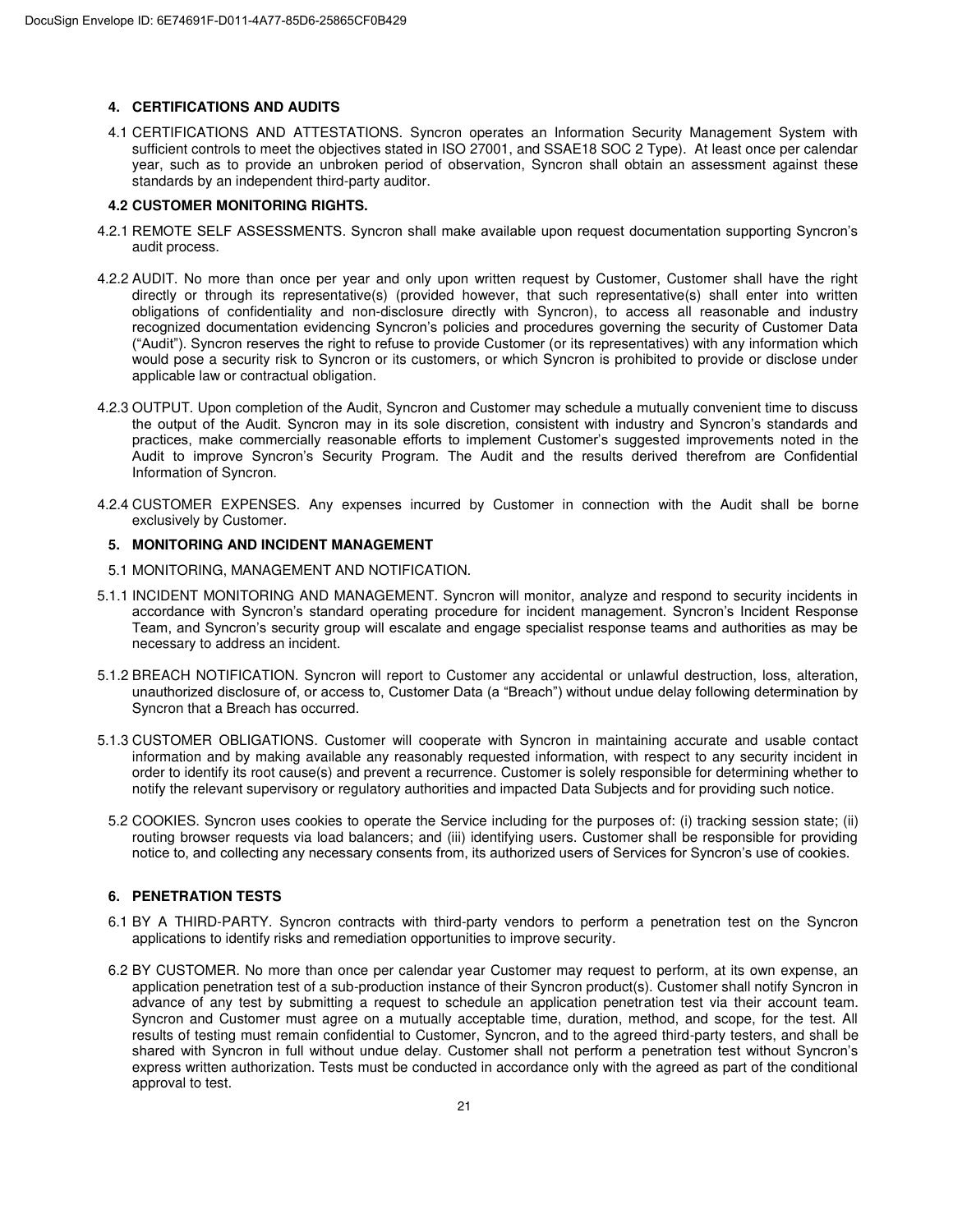## 4. CERTIFICATIONS AND AUDITS

4.1 CERTIFICATIONS AND ATTESTATIONS. Syncron operates an Information Security Management System with sufficient controls to meet the objectives stated in ISO 27001, and SSAE18 SOC 2 Type). At least once per calendar year, such as to provide an unbroken period of observation, Syncron shall obtain an assessment against these standards by an independent third-party auditor.

### 4.2 CUSTOMER MONITORING RIGHTS.

4.2.1 REMOTE SELF ASSESSMENTS. Syncron shall make available upon request documentation supporting Syncron's audit process.

4.2.2 AUDIT. No more than once per year and only upon written request by Customer, Customer shall have the right directly or through its representative(s) (provided however, that such representative(s) shall enter into written obligations of confidentiality and non-disclosure directly with Syncron), to access all reasonable and industry recognized documentation evidencing Syncron's policies and procedures governing the security of Customer Data ("Audit"). Syncron reserves the right to refuse to provide Customer (or its representatives) with any information which would pose a security risk to Syncron or its customers, or which Syncron is prohibited to provide or disclose under applicable law or contractual obligation.

4.2.3 OUTPUT. Upon completion of the Audit, Syncron and Customer may schedule a mutually convenient time to discuss the output of the Audit. Syncron may in its sole discretion, consistent with industry and Syncron's standards and practices, make commercially reasonable efforts to implement Customer's suggested improvements noted in the Audit to improve Syncron's Security Program. The Audit and the results derived therefrom are Confidential Information of Syncron.

4.2.4 CUSTOMER EXPENSES. Any expenses incurred by Customer in connection with the Audit shall be borne exclusively by Customer.

## 5. MONITORING AND INCIDENT MANAGEMENT

5.1 MONITORING, MANAGEMENT AND NOTIFICATION.

5.1.1 INCIDENT MONITORING AND MANAGEMENT. Syncron will monitor, analyze and respond to security incidents in accordance with Syncron's standard operating procedure for incident management. Syncron's Incident Response Team, and Syncron's security group will escalate and engage specialist response teams and authorities as may be necessary to address an incident.

5.1.2 BREACH NOTIFICATION. Syncron will report to Customer any accidental or unlawful destruction, loss, alteration, unauthorized disclosure of, or access to, Customer Data (a "Breach") without undue delay following determination by Syncron that a Breach has occurred.

5.1.3 CUSTOMER OBLIGATIONS. Customer will cooperate with Syncron in maintaining accurate and usable contact information and by making available any reasonably requested information, with respect to any security incident in order to identify its root cause(s) and prevent a recurrence. Customer is solely responsible for determining whether to notify the relevant supervisory or regulatory authorities and impacted Data Subjects and for providing such notice.

5.2 COOKIES. Syncron uses cookies to operate the Service including for the purposes of: (i) tracking session state; (ii) routing browser requests via load balancers; and (iii) identifying users. Customer shall be responsible for providing notice to, and collecting any necessary consents from, its authorized users of Services for Syncron's use of cookies.

## 6. PENETRATION TESTS

6.1 BY A THIRD-PARTY. Syncron contracts with third-party vendors to perform a penetration test on the Syncron applications to identify risks and remediation opportunities to improve security.

6.2 BY CUSTOMER. No more than once per calendar year Customer may request to perform, at its own expense, an application penetration test of a sub-production instance of their Syncron product(s). Customer shall notify Syncron in advance of any test by submitting a request to schedule an application penetration test via their account team. Syncron and Customer must agree on a mutually acceptable time, duration, method, and scope, for the test. All results of testing must remain confidential to Customer, Syncron, and to the agreed third-party testers, and shall be shared with Syncron in full without undue delay. Customer shall not perform a penetration test without Syncron's express written authorization. Tests must be conducted in accordance only with the agreed as part of the conditional approval to test.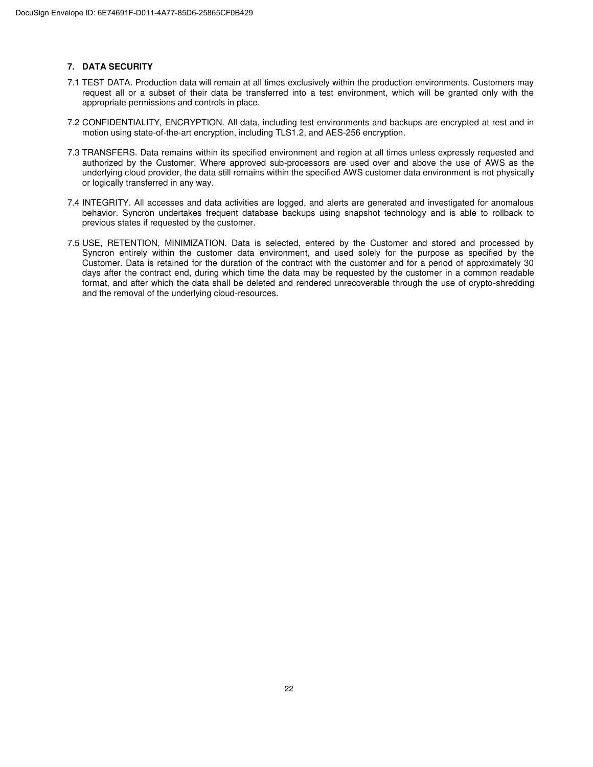## 7. DATA SECURITY

7.1 TEST DATA. Production data will remain at all times exclusively within the production environments. Customers may request all or a subset of their data be transferred into a test environment, which will be granted only with the appropriate permissions and controls in place.

7.2 CONFIDENTIALITY, ENCRYPTION. All data, including test environments and backups are encrypted at rest and in motion using state-of-the-art encryption, including TLS1.2, and AES-256 encryption.

7.3 TRANSFERS. Data remains within its specified environment and region at all times unless expressly requested and authorized by the Customer. Where approved sub-processors are used over and above the use of AWS as the underlying cloud provider, the data still remains within the specified AWS customer data environment is not physically or logically transferred in any way.

7.4 INTEGRITY. All accesses and data activities are logged, and alerts are generated and investigated for anomalous behavior. Syncron undertakes frequent database backups using snapshot technology and is able to rollback to previous states if requested by the customer.

7.5 USE, RETENTION, MINIMIZATION. Data is selected, entered by the Customer and stored and processed by Syncron entirely within the customer data environment, and used solely for the purpose as specified by the Customer. Data is retained for the duration of the contract with the customer and for a period of approximately 30 days after the contract end, during which time the data may be requested by the customer in a common readable format, and after which the data shall be deleted and rendered unrecoverable through the use of crypto-shredding and the removal of the underlying cloud-resources.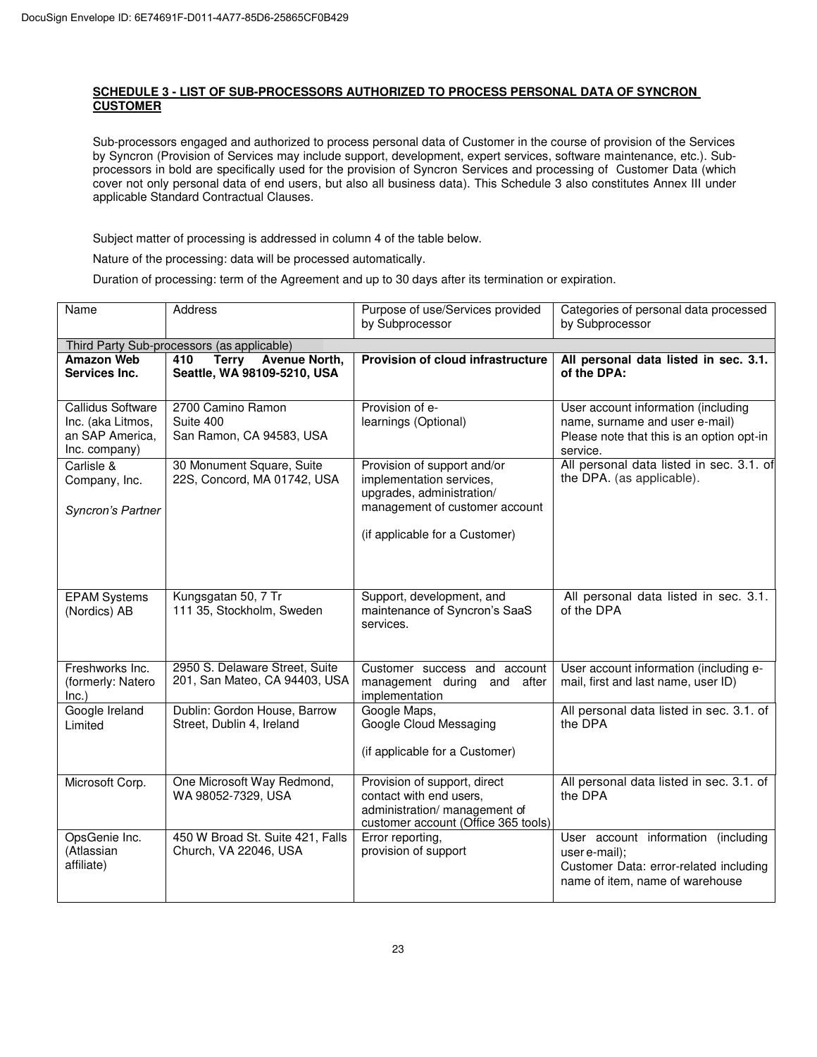**SCHEDULE 3 - LIST OF SUB-PROCESSORS AUTHORIZED TO PROCESS PERSONAL DATA OF SYNCRON CUSTOMER**

Sub-processors engaged and authorized to process personal data of Customer in the course of provision of the Services by Syncron (Provision of Services may include support, development, expert services, software maintenance, etc.). Sub-processors in bold are specifically used for the provision of Syncron Services and processing of Customer Data (which cover not only personal data of end users, but also all business data). This Schedule 3 also constitutes Annex III under applicable Standard Contractual Clauses.

Subject matter of processing is addressed in column 4 of the table below.

Nature of the processing: data will be processed automatically.

Duration of processing: term of the Agreement and up to 30 days after its termination or expiration.

| Name | Address | Purpose of use/Services provided by Subprocessor | Categories of personal data processed by Subprocessor |
|---|---|---|---|
| Third Party Sub-processors (as applicable) | | | |
| **Amazon Web Services Inc.** | **410 Terry Avenue North, Seattle, WA 98109-5210, USA** | **Provision of cloud infrastructure** | **All personal data listed in sec. 3.1. of the DPA:** |
| Callidus Software Inc. (aka Litmos, an SAP America, Inc. company) | 2700 Camino Ramon Suite 400 San Ramon, CA 94583, USA | Provision of e-learnings (Optional) | User account information (including name, surname and user e-mail) Please note that this is an option opt-in service. |
| Carlisle & Company, Inc.<br><br>*Syncron's Partner* | 30 Monument Square, Suite 22S, Concord, MA 01742, USA | Provision of support and/or implementation services, upgrades, administration/ management of customer account<br><br>(if applicable for a Customer) | All personal data listed in sec. 3.1. of the DPA. (as applicable). |
| EPAM Systems (Nordics) AB | Kungsgatan 50, 7 Tr 111 35, Stockholm, Sweden | Support, development, and maintenance of Syncron's SaaS services. | All personal data listed in sec. 3.1. of the DPA |
| Freshworks Inc. (formerly: Natero Inc.) | 2950 S. Delaware Street, Suite 201, San Mateo, CA 94403, USA | Customer success and account management during and after implementation | User account information (including e-mail, first and last name, user ID) |
| Google Ireland Limited | Dublin: Gordon House, Barrow Street, Dublin 4, Ireland | Google Maps, Google Cloud Messaging<br><br>(if applicable for a Customer) | All personal data listed in sec. 3.1. of the DPA |
| Microsoft Corp. | One Microsoft Way Redmond, WA 98052-7329, USA | Provision of support, direct contact with end users, administration/ management of customer account (Office 365 tools) | All personal data listed in sec. 3.1. of the DPA |
| OpsGenie Inc. (Atlassian affiliate) | 450 W Broad St. Suite 421, Falls Church, VA 22046, USA | Error reporting, provision of support | User account information (including user e-mail);<br>Customer Data: error-related including name of item, name of warehouse |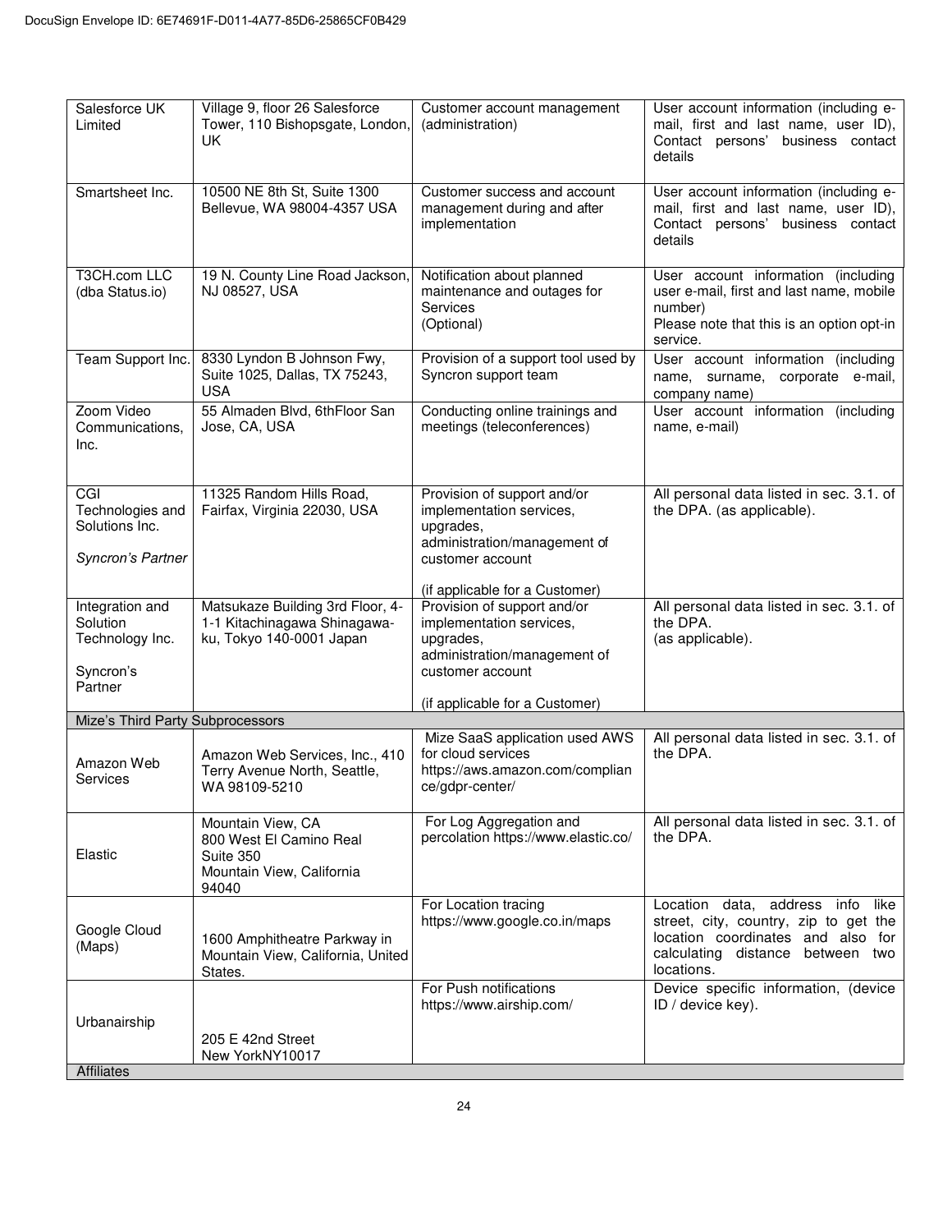| | | | |
|---|---|---|---|
| Salesforce UK Limited | Village 9, floor 26 Salesforce Tower, 110 Bishopsgate, London, UK | Customer account management (administration) | User account information (including e-mail, first and last name, user ID), Contact persons' business contact details |
| Smartsheet Inc. | 10500 NE 8th St, Suite 1300 Bellevue, WA 98004-4357 USA | Customer success and account management during and after implementation | User account information (including e-mail, first and last name, user ID), Contact persons' business contact details |
| T3CH.com LLC (dba Status.io) | 19 N. County Line Road Jackson, NJ 08527, USA | Notification about planned maintenance and outages for Services (Optional) | User account information (including user e-mail, first and last name, mobile number) Please note that this is an option opt-in service. |
| Team Support Inc. | 8330 Lyndon B Johnson Fwy, Suite 1025, Dallas, TX 75243, USA | Provision of a support tool used by Syncron support team | User account information (including name, surname, corporate e-mail, company name) |
| Zoom Video Communications, Inc. | 55 Almaden Blvd, 6thFloor San Jose, CA, USA | Conducting online trainings and meetings (teleconferences) | User account information (including name, e-mail) |
| CGI Technologies and Solutions Inc. *Syncron's Partner* | 11325 Random Hills Road, Fairfax, Virginia 22030, USA | Provision of support and/or implementation services, upgrades, administration/management of customer account (if applicable for a Customer) | All personal data listed in sec. 3.1. of the DPA. (as applicable). |
| Integration and Solution Technology Inc. Syncron's Partner | Matsukaze Building 3rd Floor, 4-1-1 Kitachinagawa Shinagawa-ku, Tokyo 140-0001 Japan | Provision of support and/or implementation services, upgrades, administration/management of customer account (if applicable for a Customer) | All personal data listed in sec. 3.1. of the DPA. (as applicable). |
| Mize's Third Party Subprocessors | | | |
| Amazon Web Services | Amazon Web Services, Inc., 410 Terry Avenue North, Seattle, WA 98109-5210 | Mize SaaS application used AWS for cloud services https://aws.amazon.com/compliance/gdpr-center/ | All personal data listed in sec. 3.1. of the DPA. |
| Elastic | Mountain View, CA 800 West El Camino Real Suite 350 Mountain View, California 94040 | For Log Aggregation and percolation https://www.elastic.co/ | All personal data listed in sec. 3.1. of the DPA. |
| Google Cloud (Maps) | 1600 Amphitheatre Parkway in Mountain View, California, United States. | For Location tracing https://www.google.co.in/maps | Location data, address info like street, city, country, zip to get the location coordinates and also for calculating distance between two locations. |
| Urbanairship | 205 E 42nd Street New YorkNY10017 | For Push notifications https://www.airship.com/ | Device specific information, (device ID / device key). |
| Affiliates | | | |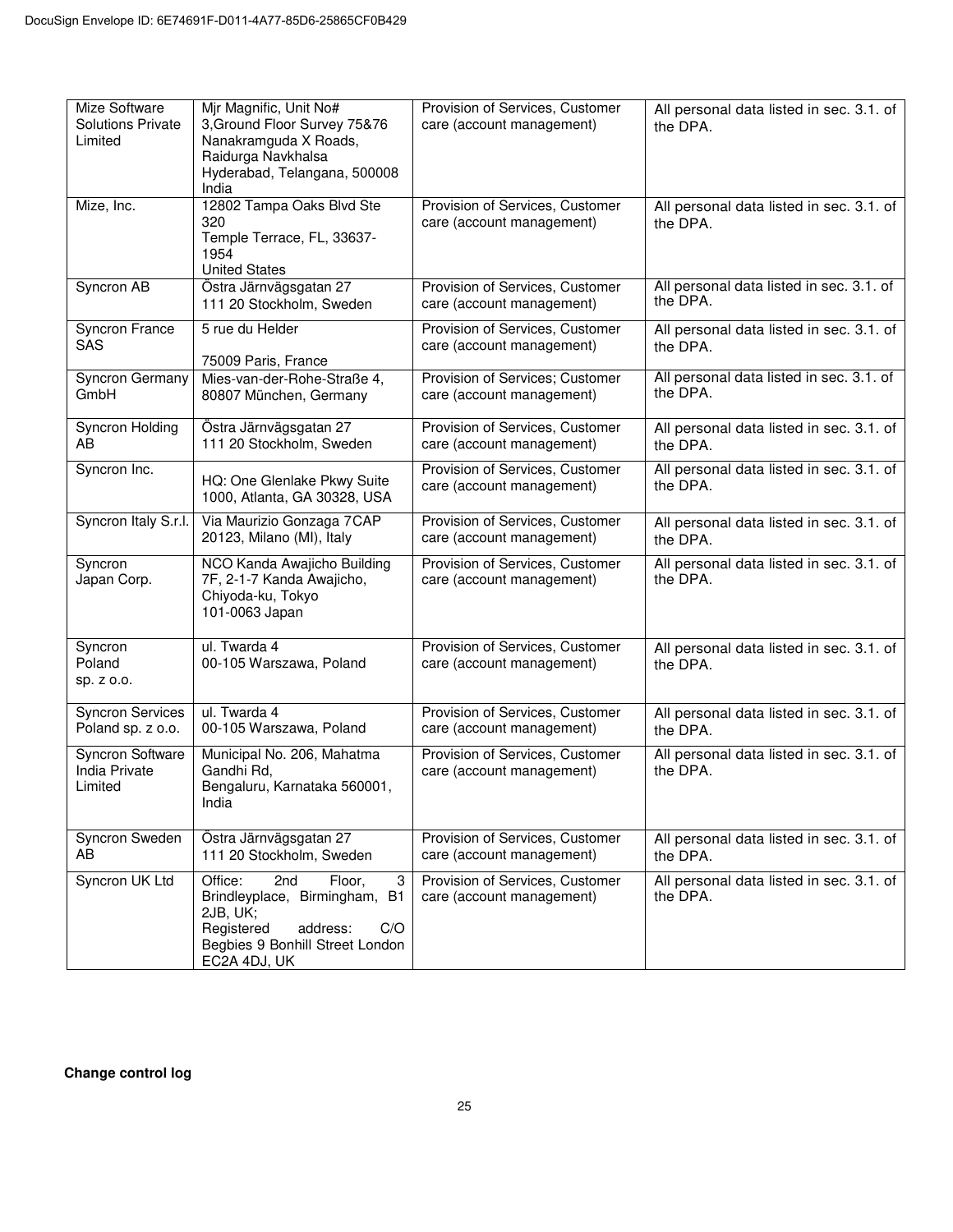| | | | |
|---|---|---|---|
| Mize Software Solutions Private Limited | Mjr Magnific, Unit No# 3,Ground Floor Survey 75&76 Nanakramguda X Roads, Raidurga Navkhalsa Hyderabad, Telangana, 500008 India | Provision of Services, Customer care (account management) | All personal data listed in sec. 3.1. of the DPA. |
| Mize, Inc. | 12802 Tampa Oaks Blvd Ste 320 Temple Terrace, FL, 33637-1954 United States | Provision of Services, Customer care (account management) | All personal data listed in sec. 3.1. of the DPA. |
| Syncron AB | Östra Järnvägsgatan 27 111 20 Stockholm, Sweden | Provision of Services, Customer care (account management) | All personal data listed in sec. 3.1. of the DPA. |
| Syncron France SAS | 5 rue du Helder 75009 Paris, France | Provision of Services, Customer care (account management) | All personal data listed in sec. 3.1. of the DPA. |
| Syncron Germany GmbH | Mies-van-der-Rohe-Straße 4, 80807 München, Germany | Provision of Services; Customer care (account management) | All personal data listed in sec. 3.1. of the DPA. |
| Syncron Holding AB | Östra Järnvägsgatan 27 111 20 Stockholm, Sweden | Provision of Services, Customer care (account management) | All personal data listed in sec. 3.1. of the DPA. |
| Syncron Inc. | HQ: One Glenlake Pkwy Suite 1000, Atlanta, GA 30328, USA | Provision of Services, Customer care (account management) | All personal data listed in sec. 3.1. of the DPA. |
| Syncron Italy S.r.l. | Via Maurizio Gonzaga 7CAP 20123, Milano (MI), Italy | Provision of Services, Customer care (account management) | All personal data listed in sec. 3.1. of the DPA. |
| Syncron Japan Corp. | NCO Kanda Awajicho Building 7F, 2-1-7 Kanda Awajicho, Chiyoda-ku, Tokyo 101-0063 Japan | Provision of Services, Customer care (account management) | All personal data listed in sec. 3.1. of the DPA. |
| Syncron Poland sp. z o.o. | ul. Twarda 4 00-105 Warszawa, Poland | Provision of Services, Customer care (account management) | All personal data listed in sec. 3.1. of the DPA. |
| Syncron Services Poland sp. z o.o. | ul. Twarda 4 00-105 Warszawa, Poland | Provision of Services, Customer care (account management) | All personal data listed in sec. 3.1. of the DPA. |
| Syncron Software India Private Limited | Municipal No. 206, Mahatma Gandhi Rd, Bengaluru, Karnataka 560001, India | Provision of Services, Customer care (account management) | All personal data listed in sec. 3.1. of the DPA. |
| Syncron Sweden AB | Östra Järnvägsgatan 27 111 20 Stockholm, Sweden | Provision of Services, Customer care (account management) | All personal data listed in sec. 3.1. of the DPA. |
| Syncron UK Ltd | Office: 2nd Floor, 3 Brindleyplace, Birmingham, B1 2JB, UK; Registered address: C/O Begbies 9 Bonhill Street London EC2A 4DJ, UK | Provision of Services, Customer care (account management) | All personal data listed in sec. 3.1. of the DPA. |

**Change control log**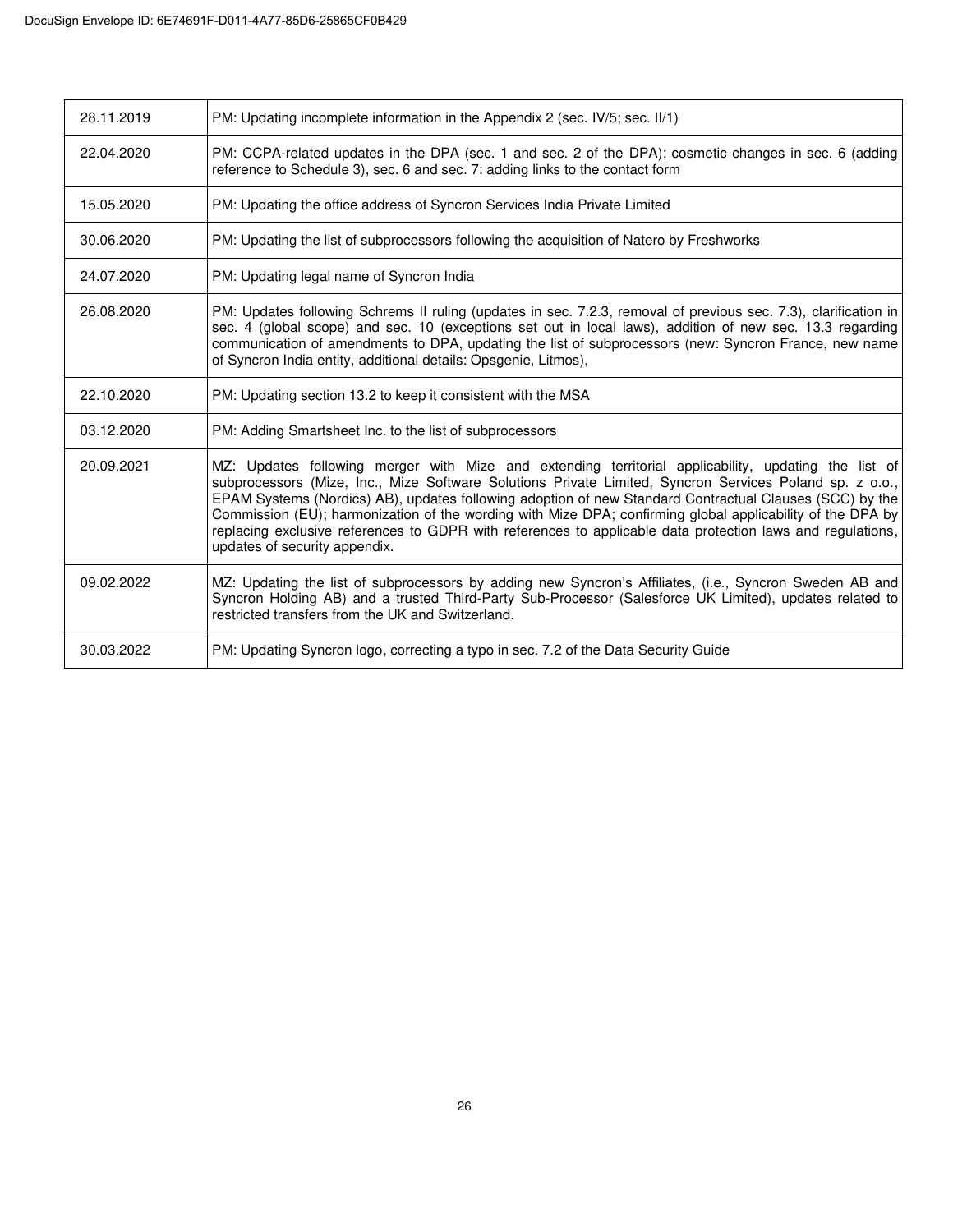| | |
|---|---|
| 28.11.2019 | PM: Updating incomplete information in the Appendix 2 (sec. IV/5; sec. II/1) |
| 22.04.2020 | PM: CCPA-related updates in the DPA (sec. 1 and sec. 2 of the DPA); cosmetic changes in sec. 6 (adding reference to Schedule 3), sec. 6 and sec. 7: adding links to the contact form |
| 15.05.2020 | PM: Updating the office address of Syncron Services India Private Limited |
| 30.06.2020 | PM: Updating the list of subprocessors following the acquisition of Natero by Freshworks |
| 24.07.2020 | PM: Updating legal name of Syncron India |
| 26.08.2020 | PM: Updates following Schrems II ruling (updates in sec. 7.2.3, removal of previous sec. 7.3), clarification in sec. 4 (global scope) and sec. 10 (exceptions set out in local laws), addition of new sec. 13.3 regarding communication of amendments to DPA, updating the list of subprocessors (new: Syncron France, new name of Syncron India entity, additional details: Opsgenie, Litmos), |
| 22.10.2020 | PM: Updating section 13.2 to keep it consistent with the MSA |
| 03.12.2020 | PM: Adding Smartsheet Inc. to the list of subprocessors |
| 20.09.2021 | MZ: Updates following merger with Mize and extending territorial applicability, updating the list of subprocessors (Mize, Inc., Mize Software Solutions Private Limited, Syncron Services Poland sp. z o.o., EPAM Systems (Nordics) AB), updates following adoption of new Standard Contractual Clauses (SCC) by the Commission (EU); harmonization of the wording with Mize DPA; confirming global applicability of the DPA by replacing exclusive references to GDPR with references to applicable data protection laws and regulations, updates of security appendix. |
| 09.02.2022 | MZ: Updating the list of subprocessors by adding new Syncron's Affiliates, (i.e., Syncron Sweden AB and Syncron Holding AB) and a trusted Third-Party Sub-Processor (Salesforce UK Limited), updates related to restricted transfers from the UK and Switzerland. |
| 30.03.2022 | PM: Updating Syncron logo, correcting a typo in sec. 7.2 of the Data Security Guide |